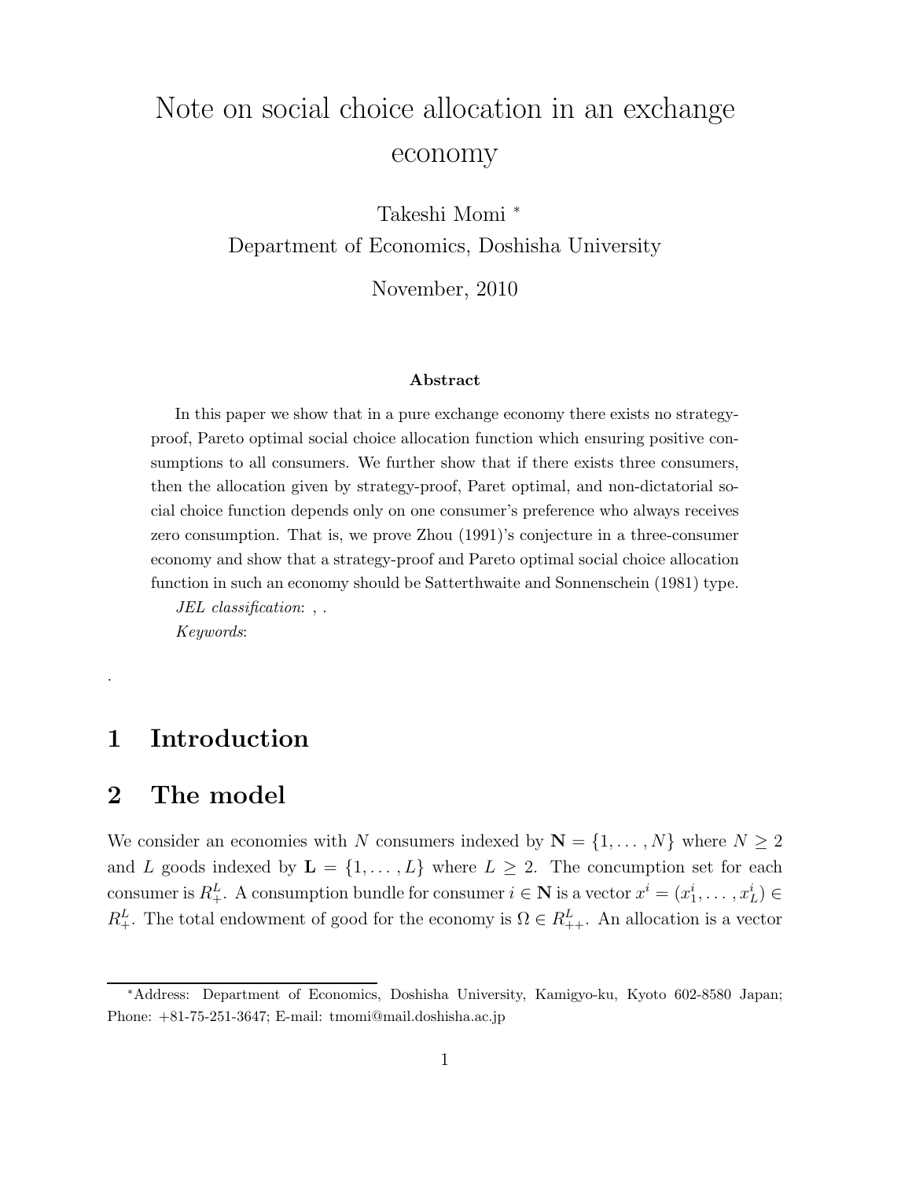# Note on social choice allocation in an exchange economy

Takeshi Momi *

Department of Economics, Doshisha University

November, 2010

**Abstract**

In this paper we show that in a pure exchange economy there exists no strategy-proof, Pareto optimal social choice allocation function which ensuring positive consumptions to all consumers. We further show that if there exists three consumers, then the allocation given by strategy-proof, Paret optimal, and non-dictatorial social choice function depends only on one consumer's preference who always receives zero consumption. That is, we prove Zhou (1991)'s conjecture in a three-consumer economy and show that a strategy-proof and Pareto optimal social choice allocation function in such an economy should be Satterthwaite and Sonnenschein (1981) type.

*JEL classification*: , .

*Keywords*:

.

## 1 Introduction

## 2 The model

We consider an economies with $N$ consumers indexed by $\mathbf{N} = \{1, \dots, N\}$ where $N \geq 2$ and $L$ goods indexed by $\mathbf{L} = \{1, \dots, L\}$ where $L \geq 2$. The concumption set for each consumer is $R^L_+$. A consumption bundle for consumer $i \in \mathbf{N}$ is a vector $x^i = (x^i_1, \dots, x^i_L) \in R^L_+$. The total endowment of good for the economy is $\Omega \in R^L_{++}$. An allocation is a vector

*Address: Department of Economics, Doshisha University, Kamigyo-ku, Kyoto 602-8580 Japan; Phone: +81-75-251-3647; E-mail: tmomi@mail.doshisha.ac.jp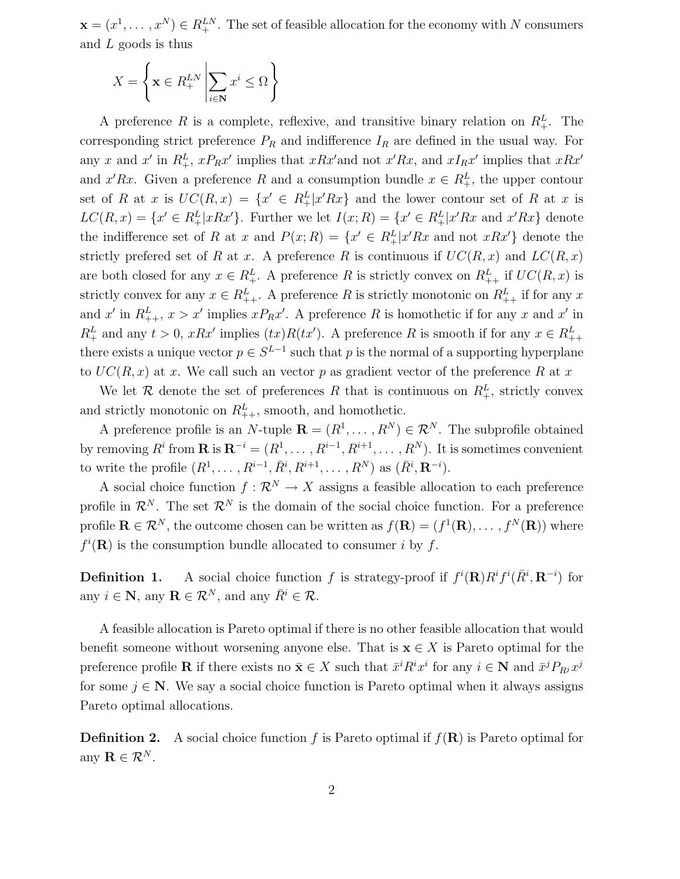$\mathbf{x} = (x^1, \ldots, x^N) \in R_+^{LN}$. The set of feasible allocation for the economy with $N$ consumers and $L$ goods is thus

$$X = \left\{ \mathbf{x} \in R_+^{LN} \middle| \sum_{i \in \mathbf{N}} x^i \leq \Omega \right\}$$

A preference $R$ is a complete, reflexive, and transitive binary relation on $R_+^L$. The corresponding strict preference $P_R$ and indifference $I_R$ are defined in the usual way. For any $x$ and $x'$ in $R_+^L$, $xP_Rx'$ implies that $xRx'$and not $x'Rx$, and $xI_Rx'$ implies that $xRx'$ and $x'Rx$. Given a preference $R$ and a consumption bundle $x \in R_+^L$, the upper contour set of $R$ at $x$ is $UC(R,x) = \{x' \in R_+^L | x'Rx\}$ and the lower contour set of $R$ at $x$ is $LC(R,x) = \{x' \in R_+^L | xRx'\}$. Further we let $I(x;R) = \{x' \in R_+^L | x'Rx \text{ and } x'Rx\}$ denote the indifference set of $R$ at $x$ and $P(x;R) = \{x' \in R_+^L | x'Rx \text{ and not } xRx'\}$ denote the strictly prefered set of $R$ at $x$. A preference $R$ is continuous if $UC(R,x)$ and $LC(R,x)$ are both closed for any $x \in R_+^L$. A preference $R$ is strictly convex on $R_{++}^L$ if $UC(R,x)$ is strictly convex for any $x \in R_{++}^L$. A preference $R$ is strictly monotonic on $R_{++}^L$ if for any $x$ and $x'$ in $R_{++}^L$, $x > x'$ implies $xP_Rx'$. A preference $R$ is homothetic if for any $x$ and $x'$ in $R_+^L$ and any $t > 0$, $xRx'$ implies $(tx)R(tx')$. A preference $R$ is smooth if for any $x \in R_{++}^L$ there exists a unique vector $p \in S^{L-1}$ such that $p$ is the normal of a supporting hyperplane to $UC(R,x)$ at $x$. We call such an vector $p$ as gradient vector of the preference $R$ at $x$

We let $\mathcal{R}$ denote the set of preferences $R$ that is continuous on $R_+^L$, strictly convex and strictly monotonic on $R_{++}^L$, smooth, and homothetic.

A preference profile is an $N$-tuple $\mathbf{R} = (R^1, \ldots, R^N) \in \mathcal{R}^N$. The subprofile obtained by removing $R^i$ from $\mathbf{R}$ is $\mathbf{R}^{-i} = (R^1, \ldots, R^{i-1}, R^{i+1}, \ldots, R^N)$. It is sometimes convenient to write the profile $(R^1, \ldots, R^{i-1}, \bar{R}^i, R^{i+1}, \ldots, R^N)$ as $(\bar{R}^i, \mathbf{R}^{-i})$.

A social choice function $f : \mathcal{R}^N \to X$ assigns a feasible allocation to each preference profile in $\mathcal{R}^N$. The set $\mathcal{R}^N$ is the domain of the social choice function. For a preference profile $\mathbf{R} \in \mathcal{R}^N$, the outcome chosen can be written as $f(\mathbf{R}) = (f^1(\mathbf{R}), \ldots, f^N(\mathbf{R}))$ where $f^i(\mathbf{R})$ is the consumption bundle allocated to consumer $i$ by $f$.

**Definition 1.** A social choice function $f$ is strategy-proof if $f^i(\mathbf{R})R^if^i(\bar{R}^i, \mathbf{R}^{-i})$ for any $i \in \mathbf{N}$, any $\mathbf{R} \in \mathcal{R}^N$, and any $\bar{R}^i \in \mathcal{R}$.

A feasible allocation is Pareto optimal if there is no other feasible allocation that would benefit someone without worsening anyone else. That is $\mathbf{x} \in X$ is Pareto optimal for the preference profile $\mathbf{R}$ if there exists no $\bar{\mathbf{x}} \in X$ such that $\bar{x}^iR^ix^i$ for any $i \in \mathbf{N}$ and $\bar{x}^jP_{R^j}x^j$ for some $j \in \mathbf{N}$. We say a social choice function is Pareto optimal when it always assigns Pareto optimal allocations.

**Definition 2.** A social choice function $f$ is Pareto optimal if $f(\mathbf{R})$ is Pareto optimal for any $\mathbf{R} \in \mathcal{R}^N$.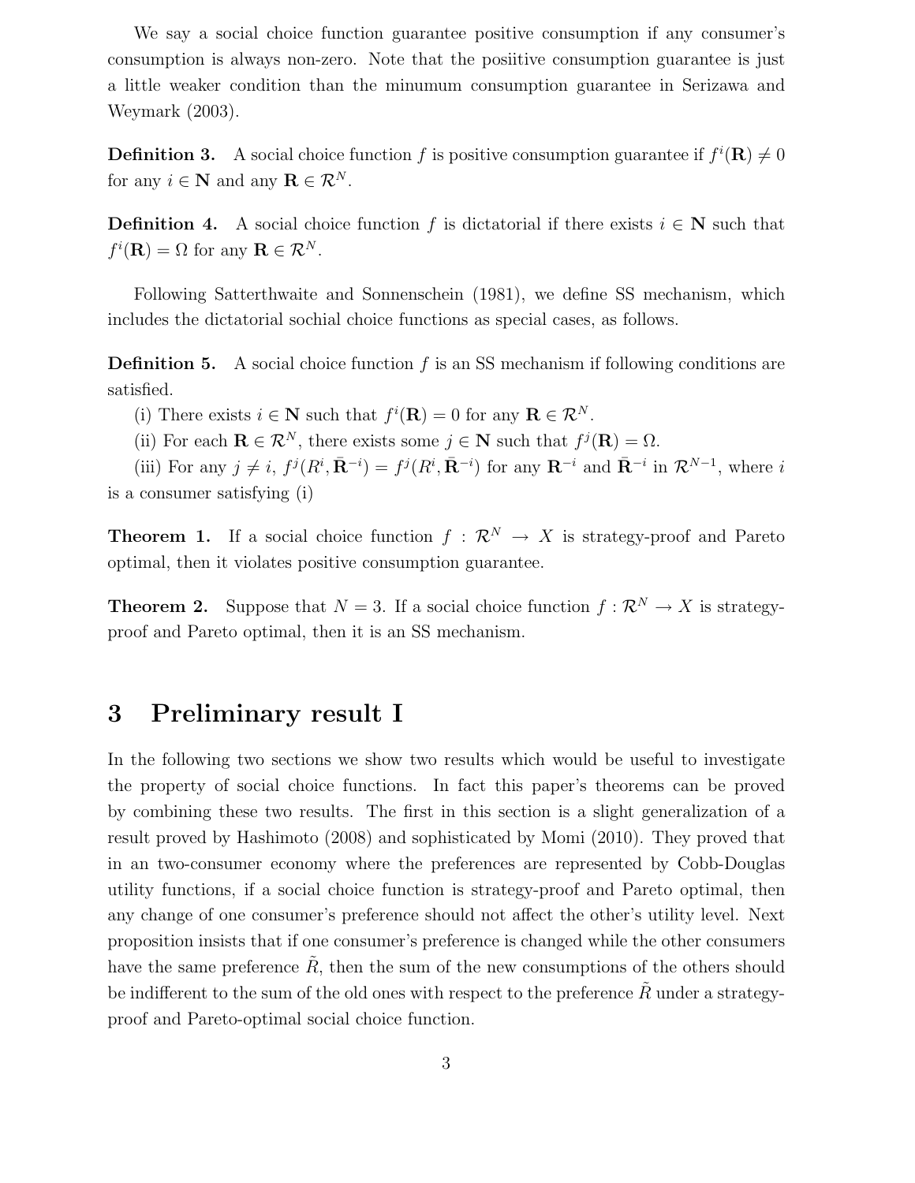We say a social choice function guarantee positive consumption if any consumer's consumption is always non-zero. Note that the posiitive consumption guarantee is just a little weaker condition than the minumum consumption guarantee in Serizawa and Weymark (2003).

**Definition 3.** A social choice function $f$ is positive consumption guarantee if $f^i(\mathbf{R}) \neq 0$ for any $i \in \mathbf{N}$ and any $\mathbf{R} \in \mathcal{R}^N$.

**Definition 4.** A social choice function $f$ is dictatorial if there exists $i \in \mathbf{N}$ such that $f^i(\mathbf{R}) = \Omega$ for any $\mathbf{R} \in \mathcal{R}^N$.

Following Satterthwaite and Sonnenschein (1981), we define SS mechanism, which includes the dictatorial sochial choice functions as special cases, as follows.

**Definition 5.** A social choice function $f$ is an SS mechanism if following conditions are satisfied.

(i) There exists $i \in \mathbf{N}$ such that $f^i(\mathbf{R}) = 0$ for any $\mathbf{R} \in \mathcal{R}^N$.

(ii) For each $\mathbf{R} \in \mathcal{R}^N$, there exists some $j \in \mathbf{N}$ such that $f^j(\mathbf{R}) = \Omega$.

(iii) For any $j \neq i$, $f^j(R^i, \bar{\mathbf{R}}^{-i}) = f^j(R^i, \bar{\mathbf{R}}^{-i})$ for any $\mathbf{R}^{-i}$ and $\bar{\mathbf{R}}^{-i}$ in $\mathcal{R}^{N-1}$, where $i$ is a consumer satisfying (i)

**Theorem 1.** If a social choice function $f : \mathcal{R}^N \rightarrow X$ is strategy-proof and Pareto optimal, then it violates positive consumption guarantee.

**Theorem 2.** Suppose that $N = 3$. If a social choice function $f : \mathcal{R}^N \rightarrow X$ is strategy-proof and Pareto optimal, then it is an SS mechanism.

# 3 Preliminary result I

In the following two sections we show two results which would be useful to investigate the property of social choice functions. In fact this paper's theorems can be proved by combining these two results. The first in this section is a slight generalization of a result proved by Hashimoto (2008) and sophisticated by Momi (2010). They proved that in an two-consumer economy where the preferences are represented by Cobb-Douglas utility functions, if a social choice function is strategy-proof and Pareto optimal, then any change of one consumer's preference should not affect the other's utility level. Next proposition insists that if one consumer's preference is changed while the other consumers have the same preference $\tilde{R}$, then the sum of the new consumptions of the others should be indifferent to the sum of the old ones with respect to the preference $\tilde{R}$ under a strategy-proof and Pareto-optimal social choice function.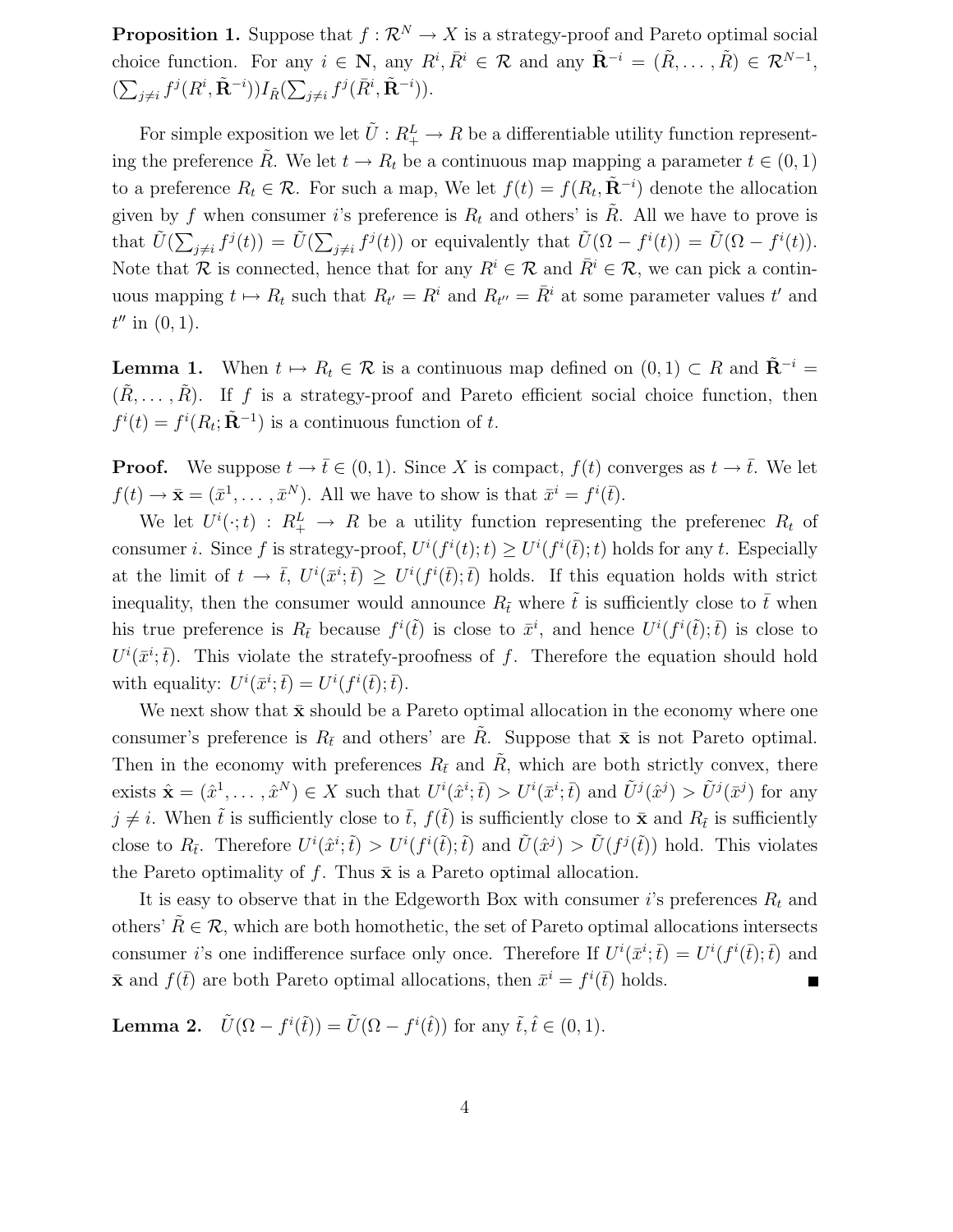**Proposition 1.** Suppose that $f : \mathcal{R}^N \to X$ is a strategy-proof and Pareto optimal social choice function. For any $i \in \mathbf{N}$, any $R^i, \bar{R}^i \in \mathcal{R}$ and any $\tilde{\mathbf{R}}^{-i} = (\tilde{R}, \dots, \tilde{R}) \in \mathcal{R}^{N-1}$, $(\sum_{j \neq i} f^j(R^i, \tilde{\mathbf{R}}^{-i})) I_{\tilde{R}} (\sum_{j \neq i} f^j(\bar{R}^i, \tilde{\mathbf{R}}^{-i}))$.

For simple exposition we let $\tilde{U} : R^L_+ \to R$ be a differentiable utility function representing the preference $\tilde{R}$. We let $t \to R_t$ be a continuous map mapping a parameter $t \in (0, 1)$ to a preference $R_t \in \mathcal{R}$. For such a map, We let $f(t) = f(R_t, \tilde{\mathbf{R}}^{-i})$ denote the allocation given by $f$ when consumer $i$'s preference is $R_t$ and others' is $\tilde{R}$. All we have to prove is that $\tilde{U}(\sum_{j \neq i} f^j(t)) = \tilde{U}(\sum_{j \neq i} f^j(t))$ or equivalently that $\tilde{U}(\Omega - f^i(t)) = \tilde{U}(\Omega - f^i(t))$. Note that $\mathcal{R}$ is connected, hence that for any $R^i \in \mathcal{R}$ and $\bar{R}^i \in \mathcal{R}$, we can pick a continuous mapping $t \mapsto R_t$ such that $R_{t'} = R^i$ and $R_{t''} = \bar{R}^i$ at some parameter values $t'$ and $t''$ in $(0, 1)$.

**Lemma 1.** When $t \mapsto R_t \in \mathcal{R}$ is a continuous map defined on $(0, 1) \subset R$ and $\tilde{\mathbf{R}}^{-i} = (\tilde{R}, \dots, \tilde{R})$. If $f$ is a strategy-proof and Pareto efficient social choice function, then $f^i(t) = f^i(R_t; \tilde{\mathbf{R}}^{-1})$ is a continuous function of $t$.

**Proof.** We suppose $t \to \bar{t} \in (0, 1)$. Since $X$ is compact, $f(t)$ converges as $t \to \bar{t}$. We let $f(t) \to \bar{\mathbf{x}} = (\bar{x}^1, \dots, \bar{x}^N)$. All we have to show is that $\bar{x}^i = f^i(\bar{t})$.

We let $U^i(\cdot; t) : R^L_+ \to R$ be a utility function representing the preferenec $R_t$ of consumer $i$. Since $f$ is strategy-proof, $U^i(f^i(t); t) \geq U^i(f^i(\bar{t}); t)$ holds for any $t$. Especially at the limit of $t \to \bar{t}$, $U^i(\bar{x}^i; \bar{t}) \geq U^i(f^i(\bar{t}); \bar{t})$ holds. If this equation holds with strict inequality, then the consumer would announce $R_{\tilde{t}}$ where $\tilde{t}$ is sufficiently close to $\bar{t}$ when his true preference is $R_{\bar{t}}$ because $f^i(\tilde{t})$ is close to $\bar{x}^i$, and hence $U^i(f^i(\tilde{t}); \bar{t})$ is close to $U^i(\bar{x}^i; \bar{t})$. This violate the stratefy-proofness of $f$. Therefore the equation should hold with equality: $U^i(\bar{x}^i; \bar{t}) = U^i(f^i(\bar{t}); \bar{t})$.

We next show that $\bar{\mathbf{x}}$ should be a Pareto optimal allocation in the economy where one consumer's preference is $R_{\bar{t}}$ and others' are $\tilde{R}$. Suppose that $\bar{\mathbf{x}}$ is not Pareto optimal. Then in the economy with preferences $R_{\bar{t}}$ and $\tilde{R}$, which are both strictly convex, there exists $\hat{\mathbf{x}} = (\hat{x}^1, \dots, \hat{x}^N) \in X$ such that $U^i(\hat{x}^i; \bar{t}) > U^i(\bar{x}^i; \bar{t})$ and $\tilde{U}^j(\hat{x}^j) > \tilde{U}^j(\bar{x}^j)$ for any $j \neq i$. When $\tilde{t}$ is sufficiently close to $\bar{t}$, $f(\tilde{t})$ is sufficiently close to $\bar{\mathbf{x}}$ and $R_{\tilde{t}}$ is sufficiently close to $R_{\bar{t}}$. Therefore $U^i(\hat{x}^i; \tilde{t}) > U^i(f^i(\tilde{t}); \tilde{t})$ and $\tilde{U}(\hat{x}^j) > \tilde{U}(f^j(\tilde{t}))$ hold. This violates the Pareto optimality of $f$. Thus $\bar{\mathbf{x}}$ is a Pareto optimal allocation.

It is easy to observe that in the Edgeworth Box with consumer $i$'s preferences $R_t$ and others' $\tilde{R} \in \mathcal{R}$, which are both homothetic, the set of Pareto optimal allocations intersects consumer $i$'s one indifference surface only once. Therefore If $U^i(\bar{x}^i; \bar{t}) = U^i(f^i(\bar{t}); \bar{t})$ and $\bar{\mathbf{x}}$ and $f(\bar{t})$ are both Pareto optimal allocations, then $\bar{x}^i = f^i(\bar{t})$ holds. ■

**Lemma 2.** $\tilde{U}(\Omega - f^i(\tilde{t})) = \tilde{U}(\Omega - f^i(\hat{t}))$ for any $\tilde{t}, \hat{t} \in (0, 1)$.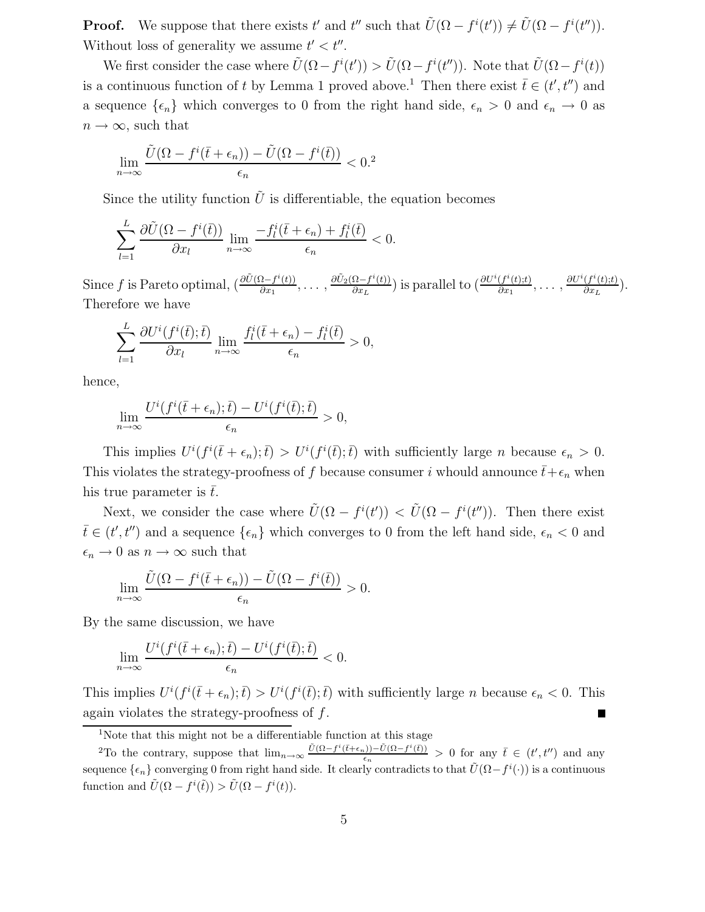**Proof.** We suppose that there exists $t'$ and $t''$ such that $\tilde{U}(\Omega - f^i(t')) \neq \tilde{U}(\Omega - f^i(t''))$. Without loss of generality we assume $t' < t''$.

We first consider the case where $\tilde{U}(\Omega - f^i(t')) > \tilde{U}(\Omega - f^i(t''))$. Note that $\tilde{U}(\Omega - f^i(t))$ is a continuous function of $t$ by Lemma 1 proved above.[1] Then there exist $\bar{t} \in (t', t'')$ and a sequence $\{\epsilon_n\}$ which converges to 0 from the right hand side, $\epsilon_n > 0$ and $\epsilon_n \to 0$ as $n \to \infty$, such that

$$\lim_{n\to\infty} \frac{\tilde{U}(\Omega - f^i(\bar{t} + \epsilon_n)) - \tilde{U}(\Omega - f^i(\bar{t}))}{\epsilon_n} < 0.^2$$

Since the utility function $\tilde{U}$ is differentiable, the equation becomes

$$\sum_{l=1}^{L} \frac{\partial \tilde{U}(\Omega - f^i(\bar{t}))}{\partial x_l} \lim_{n\to\infty} \frac{-f_l^i(\bar{t} + \epsilon_n) + f_l^i(\bar{t})}{\epsilon_n} < 0.$$

Since $f$ is Pareto optimal, $(\frac{\partial \tilde{U}(\Omega - f^i(t))}{\partial x_1}, \ldots, \frac{\partial \tilde{U}_2(\Omega - f^i(t))}{\partial x_L})$ is parallel to $(\frac{\partial U^i(f^i(t);t)}{\partial x_1}, \ldots, \frac{\partial U^i(f^i(t);t)}{\partial x_L})$. Therefore we have

$$\sum_{l=1}^{L} \frac{\partial U^i(f^i(\bar{t}); \bar{t})}{\partial x_l} \lim_{n\to\infty} \frac{f_l^i(\bar{t} + \epsilon_n) - f_l^i(\bar{t})}{\epsilon_n} > 0,$$

hence,

$$\lim_{n\to\infty} \frac{U^i(f^i(\bar{t} + \epsilon_n); \bar{t}) - U^i(f^i(\bar{t}); \bar{t})}{\epsilon_n} > 0,$$

This implies $U^i(f^i(\bar{t} + \epsilon_n); \bar{t}) > U^i(f^i(\bar{t}); \bar{t})$ with sufficiently large $n$ because $\epsilon_n > 0$. This violates the strategy-proofness of $f$ because consumer $i$ whould announce $\bar{t} + \epsilon_n$ when his true parameter is $\bar{t}$.

Next, we consider the case where $\tilde{U}(\Omega - f^i(t')) < \tilde{U}(\Omega - f^i(t''))$. Then there exist $\bar{t} \in (t', t'')$ and a sequence $\{\epsilon_n\}$ which converges to 0 from the left hand side, $\epsilon_n < 0$ and $\epsilon_n \to 0$ as $n \to \infty$ such that

$$\lim_{n\to\infty} \frac{\tilde{U}(\Omega - f^i(\bar{t} + \epsilon_n)) - \tilde{U}(\Omega - f^i(\bar{t}))}{\epsilon_n} > 0.$$

By the same discussion, we have

$$\lim_{n\to\infty} \frac{U^i(f^i(\bar{t} + \epsilon_n); \bar{t}) - U^i(f^i(\bar{t}); \bar{t})}{\epsilon_n} < 0.$$

This implies $U^i(f^i(\bar{t} + \epsilon_n); \bar{t}) > U^i(f^i(\bar{t}); \bar{t})$ with sufficiently large $n$ because $\epsilon_n < 0$. This again violates the strategy-proofness of $f$. ■

---

[1] Note that this might not be a differentiable function at this stage

[2] To the contrary, suppose that $\lim_{n\to\infty} \frac{\tilde{U}(\Omega - f^i(\bar{t} + \epsilon_n)) - \tilde{U}(\Omega - f^i(\bar{t}))}{\epsilon_n} > 0$ for any $\bar{t} \in (t', t'')$ and any sequence $\{\epsilon_n\}$ converging 0 from right hand side. It clearly contradicts to that $\tilde{U}(\Omega - f^i(\cdot))$ is a continuous function and $\tilde{U}(\Omega - f^i(\tilde{t})) > \tilde{U}(\Omega - f^i(t))$.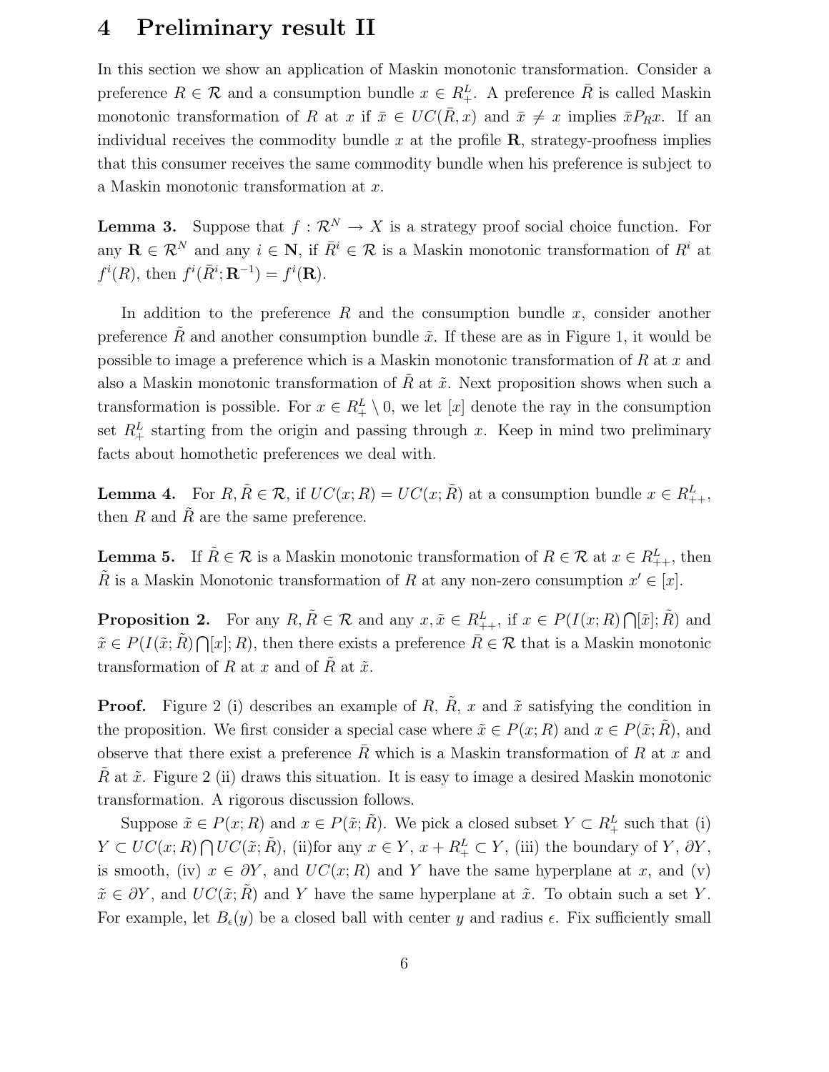# 4 Preliminary result II

In this section we show an application of Maskin monotonic transformation. Consider a preference $R \in \mathcal{R}$ and a consumption bundle $x \in R^L_+$. A preference $\bar{R}$ is called Maskin monotonic transformation of $R$ at $x$ if $\bar{x} \in UC(\bar{R}, x)$ and $\bar{x} \neq x$ implies $\bar{x} P_R x$. If an individual receives the commodity bundle $x$ at the profile $\mathbf{R}$, strategy-proofness implies that this consumer receives the same commodity bundle when his preference is subject to a Maskin monotonic transformation at $x$.

**Lemma 3.** Suppose that $f : \mathcal{R}^N \to X$ is a strategy proof social choice function. For any $\mathbf{R} \in \mathcal{R}^N$ and any $i \in \mathbf{N}$, if $\bar{R}^i \in \mathcal{R}$ is a Maskin monotonic transformation of $R^i$ at $f^i(R)$, then $f^i(\bar{R}^i; \mathbf{R}^{-1}) = f^i(\mathbf{R})$.

In addition to the preference $R$ and the consumption bundle $x$, consider another preference $\tilde{R}$ and another consumption bundle $\tilde{x}$. If these are as in Figure 1, it would be possible to image a preference which is a Maskin monotonic transformation of $R$ at $x$ and also a Maskin monotonic transformation of $\tilde{R}$ at $\tilde{x}$. Next proposition shows when such a transformation is possible. For $x \in R^L_+ \setminus 0$, we let $[x]$ denote the ray in the consumption set $R^L_+$ starting from the origin and passing through $x$. Keep in mind two preliminary facts about homothetic preferences we deal with.

**Lemma 4.** For $R, \tilde{R} \in \mathcal{R}$, if $UC(x; R) = UC(x; \tilde{R})$ at a consumption bundle $x \in R^L_{++}$, then $R$ and $\tilde{R}$ are the same preference.

**Lemma 5.** If $\tilde{R} \in \mathcal{R}$ is a Maskin monotonic transformation of $R \in \mathcal{R}$ at $x \in R^L_{++}$, then $\tilde{R}$ is a Maskin Monotonic transformation of $R$ at any non-zero consumption $x' \in [x]$.

**Proposition 2.** For any $R, \tilde{R} \in \mathcal{R}$ and any $x, \tilde{x} \in R^L_{++}$, if $x \in P(I(x; R) \bigcap [\tilde{x}]; \tilde{R})$ and $\tilde{x} \in P(I(\tilde{x}; \tilde{R}) \bigcap [x]; R)$, then there exists a preference $\bar{R} \in \mathcal{R}$ that is a Maskin monotonic transformation of $R$ at $x$ and of $\tilde{R}$ at $\tilde{x}$.

**Proof.** Figure 2 (i) describes an example of $R$, $\tilde{R}$, $x$ and $\tilde{x}$ satisfying the condition in the proposition. We first consider a special case where $\tilde{x} \in P(x; R)$ and $x \in P(\tilde{x}; \tilde{R})$, and observe that there exist a preference $\bar{R}$ which is a Maskin transformation of $R$ at $x$ and $\tilde{R}$ at $\tilde{x}$. Figure 2 (ii) draws this situation. It is easy to image a desired Maskin monotonic transformation. A rigorous discussion follows.

Suppose $\tilde{x} \in P(x; R)$ and $x \in P(\tilde{x}; \tilde{R})$. We pick a closed subset $Y \subset R^L_+$ such that (i) $Y \subset UC(x; R) \bigcap UC(\tilde{x}; \tilde{R})$, (ii)for any $x \in Y$, $x + R^L_+ \subset Y$, (iii) the boundary of $Y$, $\partial Y$, is smooth, (iv) $x \in \partial Y$, and $UC(x; R)$ and $Y$ have the same hyperplane at $x$, and (v) $\tilde{x} \in \partial Y$, and $UC(\tilde{x}; \tilde{R})$ and $Y$ have the same hyperplane at $\tilde{x}$. To obtain such a set $Y$. For example, let $B_\epsilon(y)$ be a closed ball with center $y$ and radius $\epsilon$. Fix sufficiently small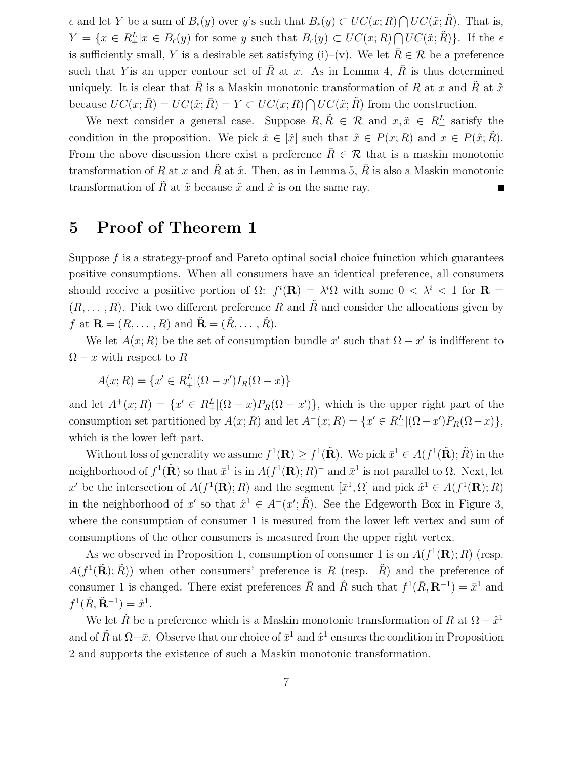$\epsilon$ and let $Y$ be a sum of $B_\epsilon(y)$ over $y$'s such that $B_\epsilon(y) \subset UC(x;R) \bigcap UC(\tilde{x};\tilde{R})$. That is, $Y = \{x \in R^L_+ | x \in B_\epsilon(y)$ for some $y$ such that $B_\epsilon(y) \subset UC(x;R) \bigcap UC(\tilde{x};\tilde{R})\}$. If the $\epsilon$ is sufficiently small, $Y$ is a desirable set satisfying (i)–(v). We let $\bar{R} \in \mathcal{R}$ be a preference such that $Y$is an upper contour set of $\bar{R}$ at $x$. As in Lemma 4, $\bar{R}$ is thus determined uniquely. It is clear that $\bar{R}$ is a Maskin monotonic transformation of $R$ at $x$ and $\tilde{R}$ at $\tilde{x}$ because $UC(x;\bar{R}) = UC(\tilde{x};\bar{R}) = Y \subset UC(x;R) \bigcap UC(\tilde{x};\tilde{R})$ from the construction.

We next consider a general case. Suppose $R, \tilde{R} \in \mathcal{R}$ and $x, \tilde{x} \in R^L_+$ satisfy the condition in the proposition. We pick $\hat{x} \in [\tilde{x}]$ such that $\hat{x} \in P(x;R)$ and $x \in P(\hat{x};\tilde{R})$. From the above discussion there exist a preference $\bar{R} \in \mathcal{R}$ that is a maskin monotonic transformation of $R$ at $x$ and $\tilde{R}$ at $\hat{x}$. Then, as in Lemma 5, $\bar{R}$ is also a Maskin monotonic transformation of $\tilde{R}$ at $\tilde{x}$ because $\tilde{x}$ and $\hat{x}$ is on the same ray. ∎

# 5 Proof of Theorem 1

Suppose $f$ is a strategy-proof and Pareto optinal social choice fuinction which guarantees positive consumptions. When all consumers have an identical preference, all consumers should receive a posiitive portion of $\Omega$: $f^i(\mathbf{R}) = \lambda^i \Omega$ with some $0 < \lambda^i < 1$ for $\mathbf{R} = (R, \ldots, R)$. Pick two different preference $R$ and $\tilde{R}$ and consider the allocations given by $f$ at $\mathbf{R} = (R, \ldots, R)$ and $\tilde{\mathbf{R}} = (\tilde{R}, \ldots, \tilde{R})$.

We let $A(x;R)$ be the set of consumption bundle $x'$ such that $\Omega - x'$ is indifferent to $\Omega - x$ with respect to $R$

$$A(x;R) = \{x' \in R^L_+ | (\Omega - x') I_R (\Omega - x)\}$$

and let $A^+(x;R) = \{x' \in R^L_+ | (\Omega - x) P_R (\Omega - x')\}$, which is the upper right part of the consumption set partitioned by $A(x;R)$ and let $A^-(x;R) = \{x' \in R^L_+ | (\Omega - x') P_R (\Omega - x)\}$, which is the lower left part.

Without loss of generality we assume $f^1(\mathbf{R}) \geq f^1(\tilde{\mathbf{R}})$. We pick $\bar{x}^1 \in A(f^1(\tilde{\mathbf{R}});\tilde{R})$ in the neighborhood of $f^1(\tilde{\mathbf{R}})$ so that $\bar{x}^1$ is in $A(f^1(\mathbf{R});R)^-$ and $\bar{x}^1$ is not parallel to $\Omega$. Next, let $x'$ be the intersection of $A(f^1(\mathbf{R});R)$ and the segment $[\bar{x}^1, \Omega]$ and pick $\hat{x}^1 \in A(f^1(\mathbf{R});R)$ in the neighborhood of $x'$ so that $\hat{x}^1 \in A^-(x';\tilde{R})$. See the Edgeworth Box in Figure 3, where the consumption of consumer 1 is mesured from the lower left vertex and sum of consumptions of the other consumers is measured from the upper right vertex.

As we observed in Proposition 1, consumption of consumer 1 is on $A(f^1(\mathbf{R});R)$ (resp. $A(f^1(\tilde{\mathbf{R}});\tilde{R})$) when other consumers' preference is $R$ (resp. $\tilde{R}$) and the preference of consumer 1 is changed. There exist preferences $\bar{R}$ and $\hat{R}$ such that $f^1(\bar{R}, \mathbf{R}^{-1}) = \bar{x}^1$ and $f^1(\hat{R}, \tilde{\mathbf{R}}^{-1}) = \hat{x}^1$.

We let $\check{R}$ be a preference which is a Maskin monotonic transformation of $R$ at $\Omega - \hat{x}^1$ and of $\tilde{R}$ at $\Omega - \bar{x}$. Observe that our choice of $\bar{x}^1$ and $\hat{x}^1$ ensures the condition in Proposition 2 and supports the existence of such a Maskin monotonic transformation.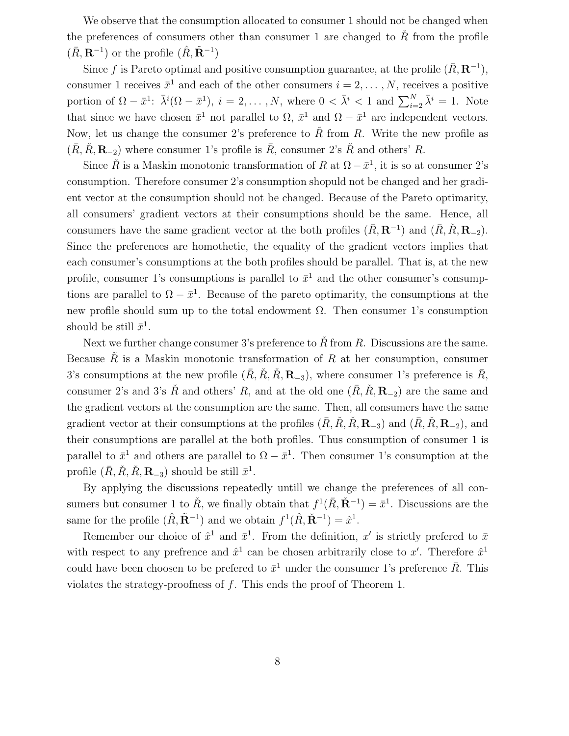We observe that the consumption allocated to consumer 1 should not be changed when the preferences of consumers other than consumer 1 are changed to $\check{R}$ from the profile $(\bar{R}, \mathbf{R}^{-1})$ or the profile $(\hat{R}, \tilde{\mathbf{R}}^{-1})$

Since $f$ is Pareto optimal and positive consumption guarantee, at the profile $(\bar{R}, \mathbf{R}^{-1})$, consumer 1 receives $\bar{x}^1$ and each of the other consumers $i = 2, \ldots, N$, receives a positive portion of $\Omega - \bar{x}^1$: $\bar{\lambda}^i(\Omega - \bar{x}^1)$, $i = 2, \ldots, N$, where $0 < \bar{\lambda}^i < 1$ and $\sum_{i=2}^N \bar{\lambda}^i = 1$. Note that since we have chosen $\bar{x}^1$ not parallel to $\Omega$, $\bar{x}^1$ and $\Omega - \bar{x}^1$ are independent vectors. Now, let us change the consumer 2's preference to $\check{R}$ from $R$. Write the new profile as $(\bar{R}, \check{R}, \mathbf{R}_{-2})$ where consumer 1's profile is $\bar{R}$, consumer 2's $\check{R}$ and others' $R$.

Since $\check{R}$ is a Maskin monotonic transformation of $R$ at $\Omega - \bar{x}^1$, it is so at consumer 2's consumption. Therefore consumer 2's consumption shopuld not be changed and her gradient vector at the consumption should not be changed. Because of the Pareto optimarity, all consumers' gradient vectors at their consumptions should be the same. Hence, all consumers have the same gradient vector at the both profiles $(\bar{R}, \mathbf{R}^{-1})$ and $(\bar{R}, \check{R}, \mathbf{R}_{-2})$. Since the preferences are homothetic, the equality of the gradient vectors implies that each consumer's consumptions at the both profiles should be parallel. That is, at the new profile, consumer 1's consumptions is parallel to $\bar{x}^1$ and the other consumer's consumptions are parallel to $\Omega - \bar{x}^1$. Because of the pareto optimarity, the consumptions at the new profile should sum up to the total endowment $\Omega$. Then consumer 1's consumption should be still $\bar{x}^1$.

Next we further change consumer 3's preference to $\check{R}$ from $R$. Discussions are the same. Because $\tilde{R}$ is a Maskin monotonic transformation of $R$ at her consumption, consumer 3's consumptions at the new profile $(\bar{R}, \check{R}, \check{R}, \mathbf{R}_{-3})$, where consumer 1's preference is $\bar{R}$, consumer 2's and 3's $\check{R}$ and others' $R$, and at the old one $(\bar{R}, \check{R}, \mathbf{R}_{-2})$ are the same and the gradient vectors at the consumption are the same. Then, all consumers have the same gradient vector at their consumptions at the profiles $(\bar{R}, \check{R}, \check{R}, \mathbf{R}_{-3})$ and $(\bar{R}, \check{R}, \mathbf{R}_{-2})$, and their consumptions are parallel at the both profiles. Thus consumption of consumer 1 is parallel to $\bar{x}^1$ and others are parallel to $\Omega - \bar{x}^1$. Then consumer 1's consumption at the profile $(\bar{R}, \check{R}, \check{R}, \mathbf{R}_{-3})$ should be still $\bar{x}^1$.

By applying the discussions repeatedly untill we change the preferences of all consumers but consumer 1 to $\check{R}$, we finally obtain that $f^1(\bar{R}, \check{\mathbf{R}}^{-1}) = \bar{x}^1$. Discussions are the same for the profile $(\hat{R}, \tilde{\mathbf{R}}^{-1})$ and we obtain $f^1(\hat{R}, \check{\mathbf{R}}^{-1}) = \hat{x}^1$.

Remember our choice of $\hat{x}^1$ and $\bar{x}^1$. From the definition, $x'$ is strictly prefered to $\bar{x}$ with respect to any prefrence and $\hat{x}^1$ can be chosen arbitrarily close to $x'$. Therefore $\hat{x}^1$ could have been choosen to be prefered to $\bar{x}^1$ under the consumer 1's preference $\bar{R}$. This violates the strategy-proofness of $f$. This ends the proof of Theorem 1.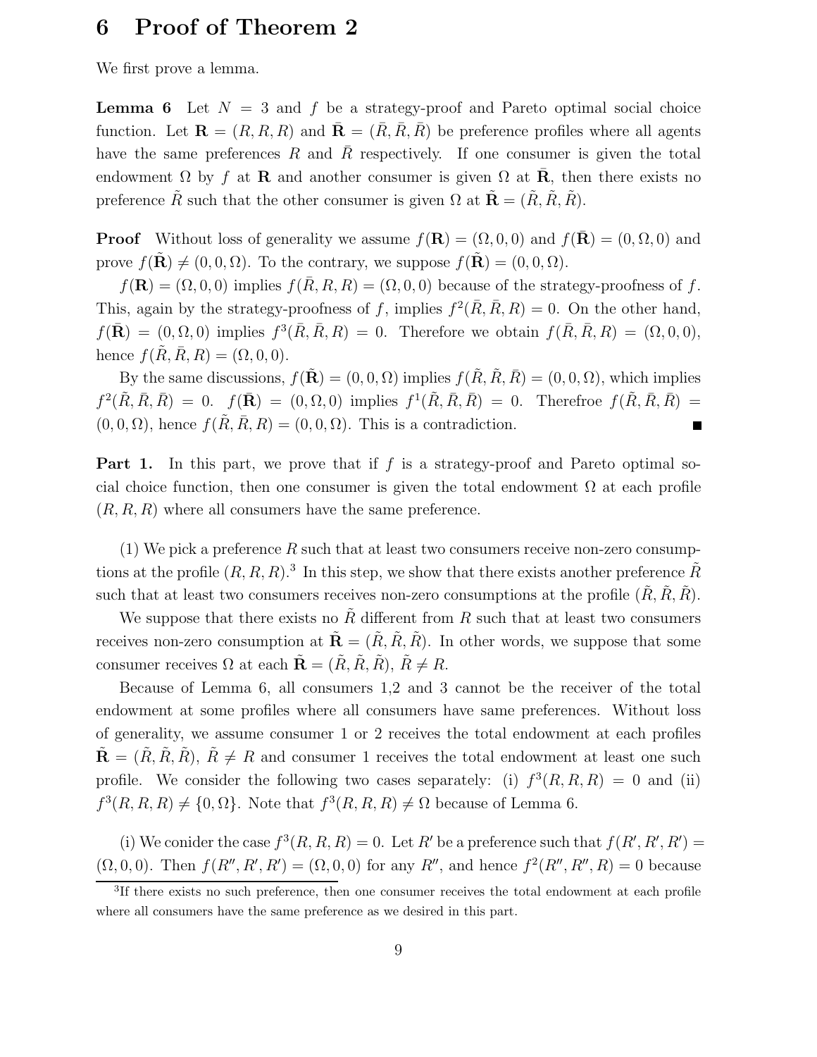# 6 Proof of Theorem 2

We first prove a lemma.

**Lemma 6** Let $N = 3$ and $f$ be a strategy-proof and Pareto optimal social choice function. Let $\mathbf{R} = (R, R, R)$ and $\bar{\mathbf{R}} = (\bar{R}, \bar{R}, \bar{R})$ be preference profiles where all agents have the same preferences $R$ and $\bar{R}$ respectively. If one consumer is given the total endowment $\Omega$ by $f$ at $\mathbf{R}$ and another consumer is given $\Omega$ at $\bar{\mathbf{R}}$, then there exists no preference $\tilde{R}$ such that the other consumer is given $\Omega$ at $\tilde{\mathbf{R}} = (\tilde{R}, \tilde{R}, \tilde{R})$.

**Proof** Without loss of generality we assume $f(\mathbf{R}) = (\Omega, 0, 0)$ and $f(\bar{\mathbf{R}}) = (0, \Omega, 0)$ and prove $f(\tilde{\mathbf{R}}) \neq (0, 0, \Omega)$. To the contrary, we suppose $f(\tilde{\mathbf{R}}) = (0, 0, \Omega)$.

$f(\mathbf{R}) = (\Omega, 0, 0)$ implies $f(\bar{R}, R, R) = (\Omega, 0, 0)$ because of the strategy-proofness of $f$. This, again by the strategy-proofness of $f$, implies $f^2(\bar{R}, \bar{R}, R) = 0$. On the other hand, $f(\bar{\mathbf{R}}) = (0, \Omega, 0)$ implies $f^3(\bar{R}, \bar{R}, R) = 0$. Therefore we obtain $f(\bar{R}, \bar{R}, R) = (\Omega, 0, 0)$, hence $f(\tilde{R}, \bar{R}, R) = (\Omega, 0, 0)$.

By the same discussions, $f(\tilde{\mathbf{R}}) = (0, 0, \Omega)$ implies $f(\tilde{R}, \tilde{R}, \bar{R}) = (0, 0, \Omega)$, which implies $f^2(\tilde{R}, \bar{R}, \bar{R}) = 0$. $f(\bar{\mathbf{R}}) = (0, \Omega, 0)$ implies $f^1(\tilde{R}, \bar{R}, \bar{R}) = 0$. Therefroe $f(\tilde{R}, \bar{R}, \bar{R}) = (0, 0, \Omega)$, hence $f(\tilde{R}, \bar{R}, R) = (0, 0, \Omega)$. This is a contradiction. ■

**Part 1.** In this part, we prove that if $f$ is a strategy-proof and Pareto optimal social choice function, then one consumer is given the total endowment $\Omega$ at each profile $(R, R, R)$ where all consumers have the same preference.

(1) We pick a preference $R$ such that at least two consumers receive non-zero consumptions at the profile $(R, R, R)$.[3] In this step, we show that there exists another preference $\tilde{R}$ such that at least two consumers receives non-zero consumptions at the profile $(\tilde{R}, \tilde{R}, \tilde{R})$.

We suppose that there exists no $\tilde{R}$ different from $R$ such that at least two consumers receives non-zero consumption at $\tilde{\mathbf{R}} = (\tilde{R}, \tilde{R}, \tilde{R})$. In other words, we suppose that some consumer receives $\Omega$ at each $\tilde{\mathbf{R}} = (\tilde{R}, \tilde{R}, \tilde{R})$, $\tilde{R} \neq R$.

Because of Lemma 6, all consumers 1,2 and 3 cannot be the receiver of the total endowment at some profiles where all consumers have same preferences. Without loss of generality, we assume consumer 1 or 2 receives the total endowment at each profiles $\tilde{\mathbf{R}} = (\tilde{R}, \tilde{R}, \tilde{R})$, $\tilde{R} \neq R$ and consumer 1 receives the total endowment at least one such profile. We consider the following two cases separately: (i) $f^3(R, R, R) = 0$ and (ii) $f^3(R, R, R) \neq \{0, \Omega\}$. Note that $f^3(R, R, R) \neq \Omega$ because of Lemma 6.

(i) We conider the case $f^3(R, R, R) = 0$. Let $R'$ be a preference such that $f(R', R', R') = (\Omega, 0, 0)$. Then $f(R'', R', R') = (\Omega, 0, 0)$ for any $R''$, and hence $f^2(R'', R'', R) = 0$ because

[3] If there exists no such preference, then one consumer receives the total endowment at each profile where all consumers have the same preference as we desired in this part.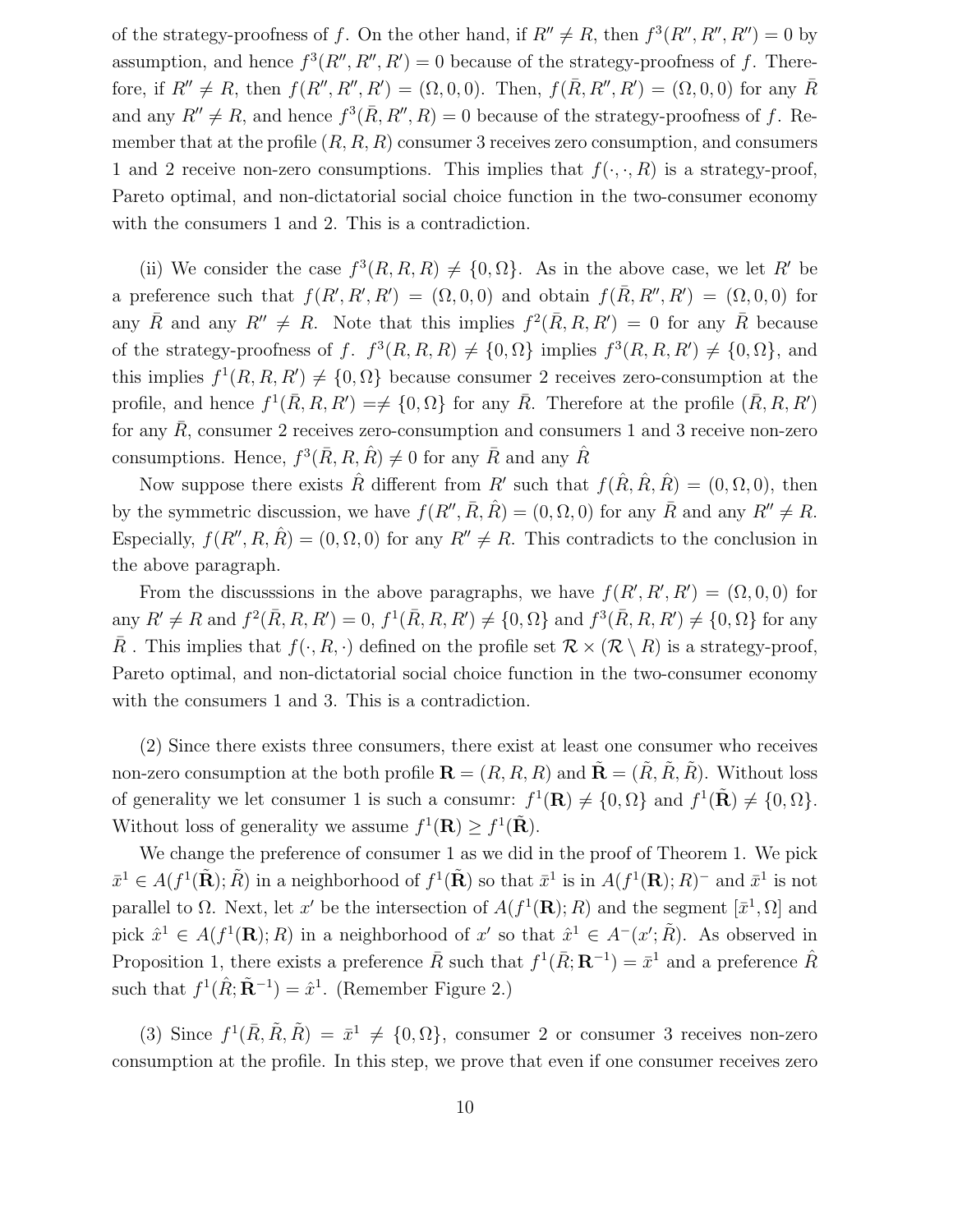of the strategy-proofness of $f$. On the other hand, if $R'' \neq R$, then $f^3(R'', R'', R'') = 0$ by assumption, and hence $f^3(R'', R'', R') = 0$ because of the strategy-proofness of $f$. Therefore, if $R'' \neq R$, then $f(R'', R'', R') = (\Omega, 0, 0)$. Then, $f(\bar{R}, R'', R') = (\Omega, 0, 0)$ for any $\bar{R}$ and any $R'' \neq R$, and hence $f^3(\bar{R}, R'', R) = 0$ because of the strategy-proofness of $f$. Remember that at the profile $(R, R, R)$ consumer 3 receives zero consumption, and consumers 1 and 2 receive non-zero consumptions. This implies that $f(\cdot, \cdot, R)$ is a strategy-proof, Pareto optimal, and non-dictatorial social choice function in the two-consumer economy with the consumers 1 and 2. This is a contradiction.

(ii) We consider the case $f^3(R, R, R) \neq \{0, \Omega\}$. As in the above case, we let $R'$ be a preference such that $f(R', R', R') = (\Omega, 0, 0)$ and obtain $f(\bar{R}, R'', R') = (\Omega, 0, 0)$ for any $\bar{R}$ and any $R'' \neq R$. Note that this implies $f^2(\bar{R}, R, R') = 0$ for any $\bar{R}$ because of the strategy-proofness of $f$. $f^3(R, R, R) \neq \{0, \Omega\}$ implies $f^3(R, R, R') \neq \{0, \Omega\}$, and this implies $f^1(R, R, R') \neq \{0, \Omega\}$ because consumer 2 receives zero-consumption at the profile, and hence $f^1(\bar{R}, R, R') =\neq \{0, \Omega\}$ for any $\bar{R}$. Therefore at the profile $(\bar{R}, R, R')$ for any $\bar{R}$, consumer 2 receives zero-consumption and consumers 1 and 3 receive non-zero consumptions. Hence, $f^3(\bar{R}, R, \hat{R}) \neq 0$ for any $\bar{R}$ and any $\hat{R}$

Now suppose there exists $\hat{R}$ different from $R'$ such that $f(\hat{R}, \hat{R}, \hat{R}) = (0, \Omega, 0)$, then by the symmetric discussion, we have $f(R'', \bar{R}, \hat{R}) = (0, \Omega, 0)$ for any $\bar{R}$ and any $R'' \neq R$. Especially, $f(R'', R, \hat{R}) = (0, \Omega, 0)$ for any $R'' \neq R$. This contradicts to the conclusion in the above paragraph.

From the discusssions in the above paragraphs, we have $f(R', R', R') = (\Omega, 0, 0)$ for any $R' \neq R$ and $f^2(\bar{R}, R, R') = 0$, $f^1(\bar{R}, R, R') \neq \{0, \Omega\}$ and $f^3(\bar{R}, R, R') \neq \{0, \Omega\}$ for any $\bar{R}$ . This implies that $f(\cdot, R, \cdot)$ defined on the profile set $\mathcal{R} \times (\mathcal{R} \setminus R)$ is a strategy-proof, Pareto optimal, and non-dictatorial social choice function in the two-consumer economy with the consumers 1 and 3. This is a contradiction.

(2) Since there exists three consumers, there exist at least one consumer who receives non-zero consumption at the both profile $\mathbf{R} = (R, R, R)$ and $\tilde{\mathbf{R}} = (\tilde{R}, \tilde{R}, \tilde{R})$. Without loss of generality we let consumer 1 is such a consumr: $f^1(\mathbf{R}) \neq \{0, \Omega\}$ and $f^1(\tilde{\mathbf{R}}) \neq \{0, \Omega\}$. Without loss of generality we assume $f^1(\mathbf{R}) \geq f^1(\tilde{\mathbf{R}})$.

We change the preference of consumer 1 as we did in the proof of Theorem 1. We pick $\bar{x}^1 \in A(f^1(\tilde{\mathbf{R}}); \tilde{R})$ in a neighborhood of $f^1(\tilde{\mathbf{R}})$ so that $\bar{x}^1$ is in $A(f^1(\mathbf{R}); R)^-$ and $\bar{x}^1$ is not parallel to $\Omega$. Next, let $x'$ be the intersection of $A(f^1(\mathbf{R}); R)$ and the segment $[\bar{x}^1, \Omega]$ and pick $\hat{x}^1 \in A(f^1(\mathbf{R}); R)$ in a neighborhood of $x'$ so that $\hat{x}^1 \in A^-(x'; \tilde{R})$. As observed in Proposition 1, there exists a preference $\bar{R}$ such that $f^1(\bar{R}; \mathbf{R}^{-1}) = \bar{x}^1$ and a preference $\hat{R}$ such that $f^1(\hat{R}; \tilde{\mathbf{R}}^{-1}) = \hat{x}^1$. (Remember Figure 2.)

(3) Since $f^1(\bar{R}, \tilde{R}, \tilde{R}) = \bar{x}^1 \neq \{0, \Omega\}$, consumer 2 or consumer 3 receives non-zero consumption at the profile. In this step, we prove that even if one consumer receives zero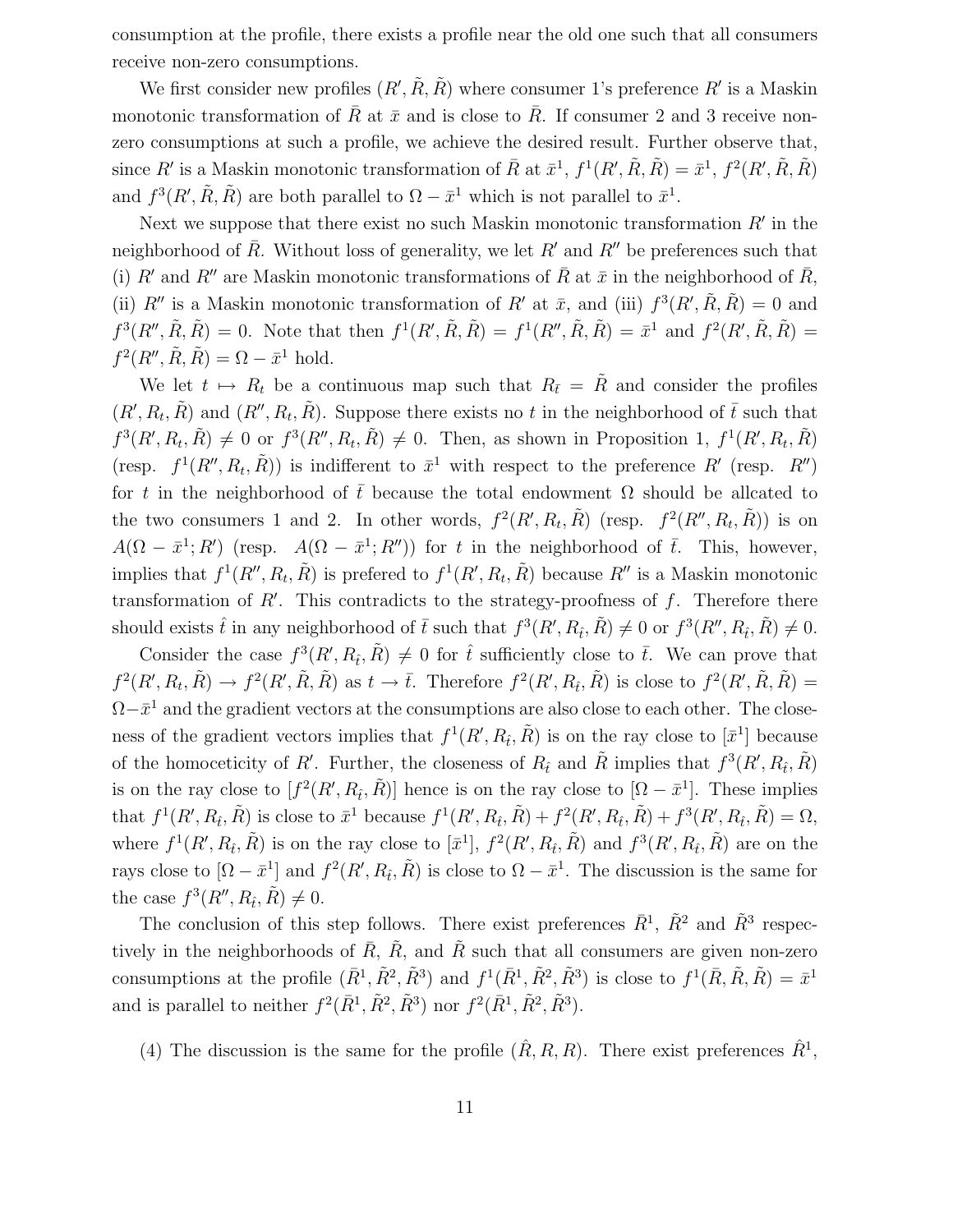consumption at the profile, there exists a profile near the old one such that all consumers receive non-zero consumptions.

We first consider new profiles $(R', \tilde{R}, \tilde{R})$ where consumer 1's preference $R'$ is a Maskin monotonic transformation of $\bar{R}$ at $\bar{x}$ and is close to $\bar{R}$. If consumer 2 and 3 receive non-zero consumptions at such a profile, we achieve the desired result. Further observe that, since $R'$ is a Maskin monotonic transformation of $\bar{R}$ at $\bar{x}^1$, $f^1(R', \tilde{R}, \tilde{R}) = \bar{x}^1$, $f^2(R', \tilde{R}, \tilde{R})$ and $f^3(R', \tilde{R}, \tilde{R})$ are both parallel to $\Omega - \bar{x}^1$ which is not parallel to $\bar{x}^1$.

Next we suppose that there exist no such Maskin monotonic transformation $R'$ in the neighborhood of $\bar{R}$. Without loss of generality, we let $R'$ and $R''$ be preferences such that (i) $R'$ and $R''$ are Maskin monotonic transformations of $\bar{R}$ at $\bar{x}$ in the neighborhood of $\bar{R}$, (ii) $R''$ is a Maskin monotonic transformation of $R'$ at $\bar{x}$, and (iii) $f^3(R', \tilde{R}, \tilde{R}) = 0$ and $f^3(R'', \tilde{R}, \tilde{R}) = 0$. Note that then $f^1(R', \tilde{R}, \tilde{R}) = f^1(R'', \tilde{R}, \tilde{R}) = \bar{x}^1$ and $f^2(R', \tilde{R}, \tilde{R}) = f^2(R'', \tilde{R}, \tilde{R}) = \Omega - \bar{x}^1$ hold.

We let $t \mapsto R_t$ be a continuous map such that $R_{\bar{t}} = \tilde{R}$ and consider the profiles $(R', R_t, \tilde{R})$ and $(R'', R_t, \tilde{R})$. Suppose there exists no $t$ in the neighborhood of $\bar{t}$ such that $f^3(R', R_t, \tilde{R}) \neq 0$ or $f^3(R'', R_t, \tilde{R}) \neq 0$. Then, as shown in Proposition 1, $f^1(R', R_t, \tilde{R})$ (resp. $f^1(R'', R_t, \tilde{R})$) is indifferent to $\bar{x}^1$ with respect to the preference $R'$ (resp. $R''$) for $t$ in the neighborhood of $\bar{t}$ because the total endowment $\Omega$ should be allcated to the two consumers 1 and 2. In other words, $f^2(R', R_t, \tilde{R})$ (resp. $f^2(R'', R_t, \tilde{R})$) is on $A(\Omega - \bar{x}^1; R')$ (resp. $A(\Omega - \bar{x}^1; R'')$) for $t$ in the neighborhood of $\bar{t}$. This, however, implies that $f^1(R'', R_t, \tilde{R})$ is prefered to $f^1(R', R_t, \tilde{R})$ because $R''$ is a Maskin monotonic transformation of $R'$. This contradicts to the strategy-proofness of $f$. Therefore there should exists $\hat{t}$ in any neighborhood of $\bar{t}$ such that $f^3(R', R_{\hat{t}}, \tilde{R}) \neq 0$ or $f^3(R'', R_{\hat{t}}, \tilde{R}) \neq 0$.

Consider the case $f^3(R', R_{\hat{t}}, \tilde{R}) \neq 0$ for $\hat{t}$ sufficiently close to $\bar{t}$. We can prove that $f^2(R', R_t, \tilde{R}) \to f^2(R', \tilde{R}, \tilde{R})$ as $t \to \bar{t}$. Therefore $f^2(R', R_{\hat{t}}, \tilde{R})$ is close to $f^2(R', \tilde{R}, \tilde{R}) = \Omega - \bar{x}^1$ and the gradient vectors at the consumptions are also close to each other. The closeness of the gradient vectors implies that $f^1(R', R_{\hat{t}}, \tilde{R})$ is on the ray close to $[\bar{x}^1]$ because of the homoceticity of $R'$. Further, the closeness of $R_{\hat{t}}$ and $\tilde{R}$ implies that $f^3(R', R_{\hat{t}}, \tilde{R})$ is on the ray close to $[f^2(R', R_{\hat{t}}, \tilde{R})]$ hence is on the ray close to $[\Omega - \bar{x}^1]$. These implies that $f^1(R', R_{\hat{t}}, \tilde{R})$ is close to $\bar{x}^1$ because $f^1(R', R_{\hat{t}}, \tilde{R}) + f^2(R', R_{\hat{t}}, \tilde{R}) + f^3(R', R_{\hat{t}}, \tilde{R}) = \Omega$, where $f^1(R', R_{\hat{t}}, \tilde{R})$ is on the ray close to $[\bar{x}^1]$, $f^2(R', R_{\hat{t}}, \tilde{R})$ and $f^3(R', R_{\hat{t}}, \tilde{R})$ are on the rays close to $[\Omega - \bar{x}^1]$ and $f^2(R', R_{\hat{t}}, \tilde{R})$ is close to $\Omega - \bar{x}^1$. The discussion is the same for the case $f^3(R'', R_{\hat{t}}, \tilde{R}) \neq 0$.

The conclusion of this step follows. There exist preferences $\bar{R}^1$, $\tilde{R}^2$ and $\tilde{R}^3$ respectively in the neighborhoods of $\bar{R}$, $\tilde{R}$, and $\tilde{R}$ such that all consumers are given non-zero consumptions at the profile $(\bar{R}^1, \tilde{R}^2, \tilde{R}^3)$ and $f^1(\bar{R}^1, \tilde{R}^2, \tilde{R}^3)$ is close to $f^1(\bar{R}, \tilde{R}, \tilde{R}) = \bar{x}^1$ and is parallel to neither $f^2(\bar{R}^1, \tilde{R}^2, \tilde{R}^3)$ nor $f^2(\bar{R}^1, \tilde{R}^2, \tilde{R}^3)$.

(4) The discussion is the same for the profile $(\hat{R}, R, R)$. There exist preferences $\hat{R}^1$,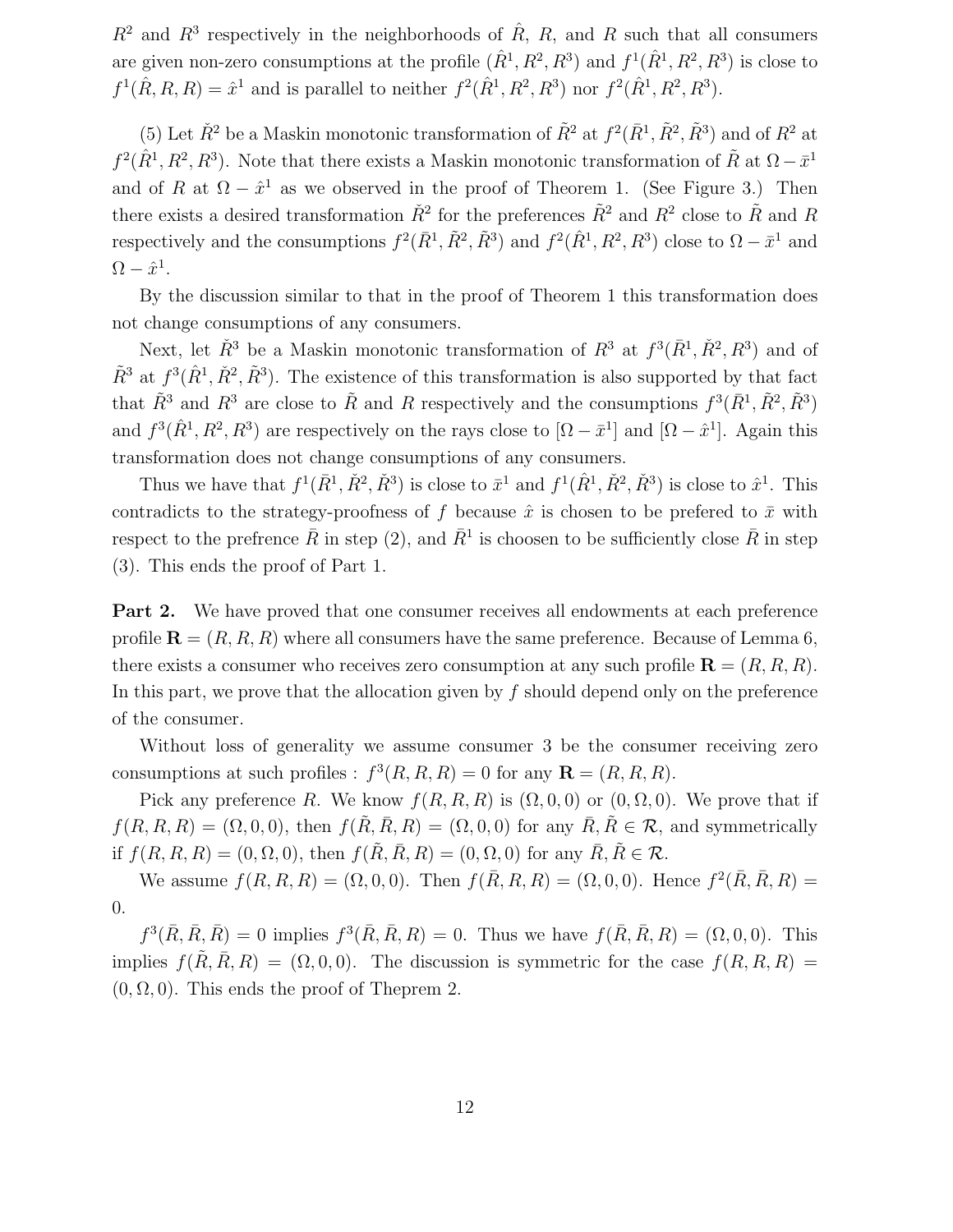$R^2$ and $R^3$ respectively in the neighborhoods of $\hat{R}$, $R$, and $R$ such that all consumers are given non-zero consumptions at the profile $(\hat{R}^1, R^2, R^3)$ and $f^1(\hat{R}^1, R^2, R^3)$ is close to $f^1(\hat{R}, R, R) = \hat{x}^1$ and is parallel to neither $f^2(\hat{R}^1, R^2, R^3)$ nor $f^2(\hat{R}^1, R^2, R^3)$.

(5) Let $\check{R}^2$ be a Maskin monotonic transformation of $\tilde{R}^2$ at $f^2(\bar{R}^1, \tilde{R}^2, \tilde{R}^3)$ and of $R^2$ at $f^2(\hat{R}^1, R^2, R^3)$. Note that there exists a Maskin monotonic transformation of $\tilde{R}$ at $\Omega - \bar{x}^1$ and of $R$ at $\Omega - \hat{x}^1$ as we observed in the proof of Theorem 1. (See Figure 3.) Then there exists a desired transformation $\check{R}^2$ for the preferences $\tilde{R}^2$ and $R^2$ close to $\tilde{R}$ and $R$ respectively and the consumptions $f^2(\bar{R}^1, \tilde{R}^2, \tilde{R}^3)$ and $f^2(\hat{R}^1, R^2, R^3)$ close to $\Omega - \bar{x}^1$ and $\Omega - \hat{x}^1$.

By the discussion similar to that in the proof of Theorem 1 this transformation does not change consumptions of any consumers.

Next, let $\check{R}^3$ be a Maskin monotonic transformation of $R^3$ at $f^3(\bar{R}^1, \check{R}^2, R^3)$ and of $\tilde{R}^3$ at $f^3(\hat{R}^1, \check{R}^2, \tilde{R}^3)$. The existence of this transformation is also supported by that fact that $\tilde{R}^3$ and $R^3$ are close to $\tilde{R}$ and $R$ respectively and the consumptions $f^3(\bar{R}^1, \tilde{R}^2, \tilde{R}^3)$ and $f^3(\hat{R}^1, R^2, R^3)$ are respectively on the rays close to $[\Omega - \bar{x}^1]$ and $[\Omega - \hat{x}^1]$. Again this transformation does not change consumptions of any consumers.

Thus we have that $f^1(\bar{R}^1, \check{R}^2, \check{R}^3)$ is close to $\bar{x}^1$ and $f^1(\hat{R}^1, \check{R}^2, \check{R}^3)$ is close to $\hat{x}^1$. This contradicts to the strategy-proofness of $f$ because $\hat{x}$ is chosen to be prefered to $\bar{x}$ with respect to the prefrence $\bar{R}$ in step (2), and $\bar{R}^1$ is choosen to be sufficiently close $\bar{R}$ in step (3). This ends the proof of Part 1.

**Part 2.** We have proved that one consumer receives all endowments at each preference profile $\mathbf{R} = (R, R, R)$ where all consumers have the same preference. Because of Lemma 6, there exists a consumer who receives zero consumption at any such profile $\mathbf{R} = (R, R, R)$. In this part, we prove that the allocation given by $f$ should depend only on the preference of the consumer.

Without loss of generality we assume consumer 3 be the consumer receiving zero consumptions at such profiles : $f^3(R, R, R) = 0$ for any $\mathbf{R} = (R, R, R)$.

Pick any preference $R$. We know $f(R, R, R)$ is $(\Omega, 0, 0)$ or $(0, \Omega, 0)$. We prove that if $f(R, R, R) = (\Omega, 0, 0)$, then $f(\tilde{R}, \bar{R}, R) = (\Omega, 0, 0)$ for any $\bar{R}, \tilde{R} \in \mathcal{R}$, and symmetrically if $f(R, R, R) = (0, \Omega, 0)$, then $f(\tilde{R}, \bar{R}, R) = (0, \Omega, 0)$ for any $\bar{R}, \tilde{R} \in \mathcal{R}$.

We assume $f(R, R, R) = (\Omega, 0, 0)$. Then $f(\bar{R}, R, R) = (\Omega, 0, 0)$. Hence $f^2(\bar{R}, \bar{R}, R) = 0$.

$f^3(\bar{R}, \bar{R}, \bar{R}) = 0$ implies $f^3(\bar{R}, \bar{R}, R) = 0$. Thus we have $f(\bar{R}, \bar{R}, R) = (\Omega, 0, 0)$. This implies $f(\tilde{R}, \bar{R}, R) = (\Omega, 0, 0)$. The discussion is symmetric for the case $f(R, R, R) = (0, \Omega, 0)$. This ends the proof of Theprem 2.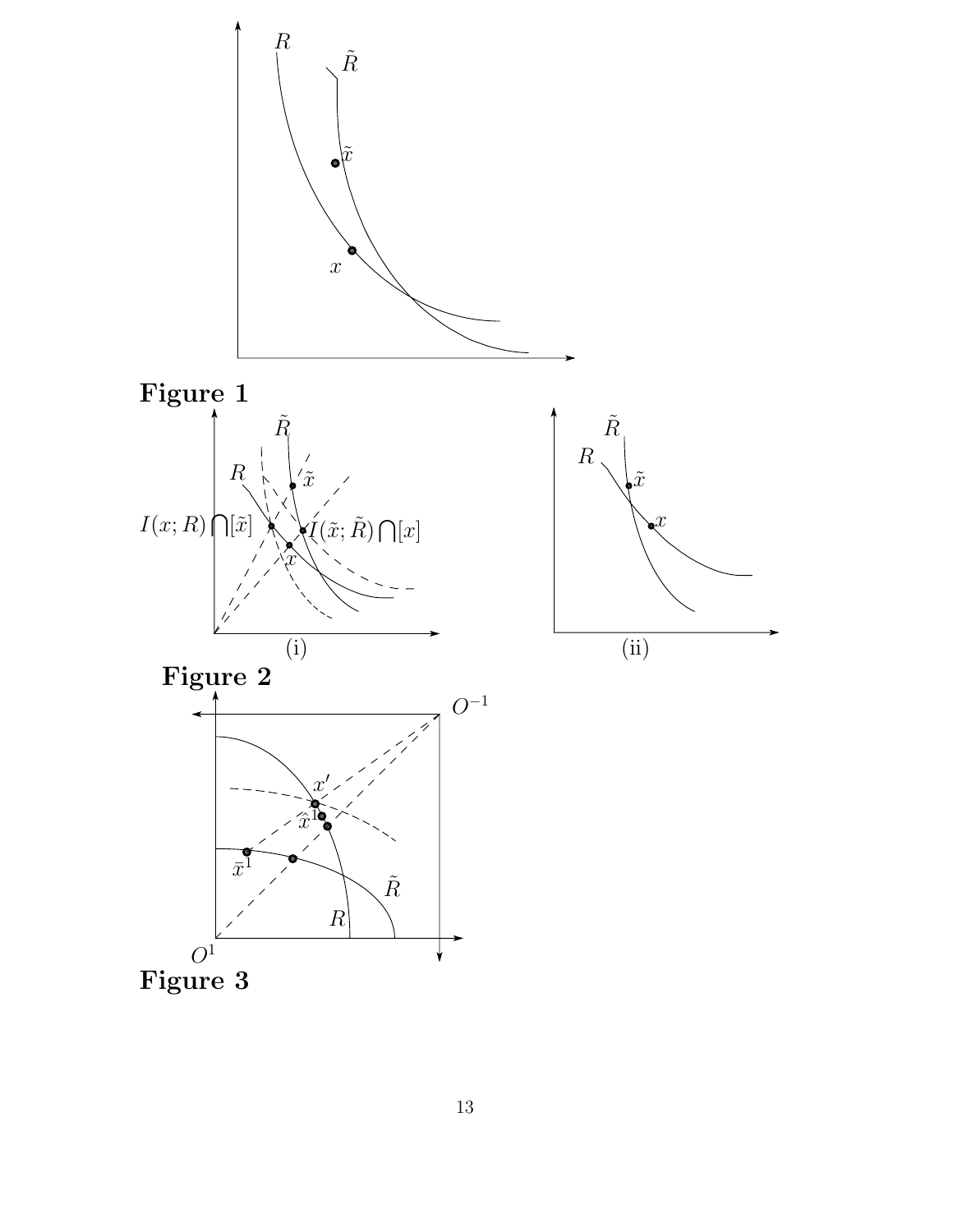**Figure 1**

**Figure 2**

**Figure 3**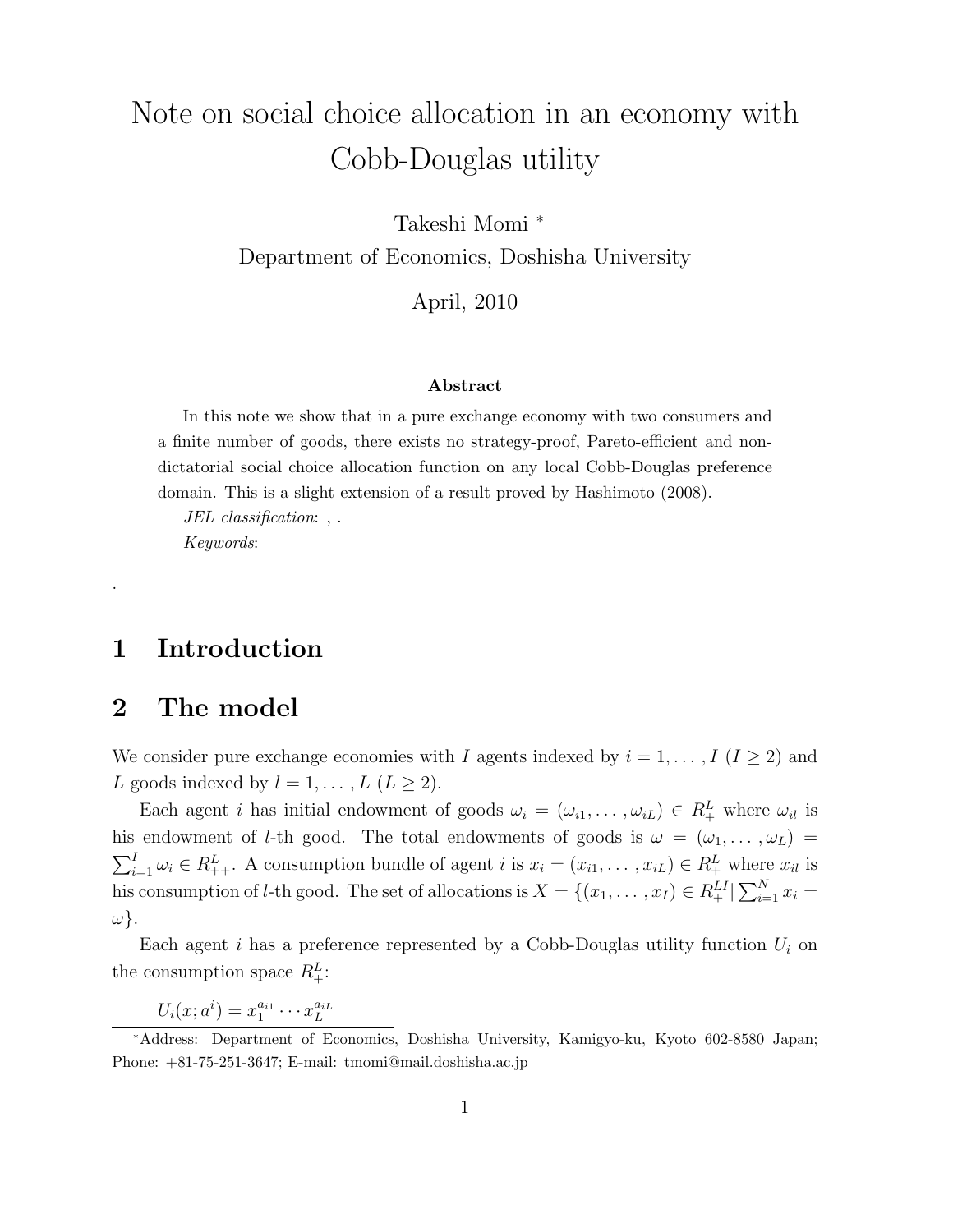# Note on social choice allocation in an economy with Cobb-Douglas utility

Takeshi Momi *

Department of Economics, Doshisha University

April, 2010

**Abstract**

In this note we show that in a pure exchange economy with two consumers and a finite number of goods, there exists no strategy-proof, Pareto-efficient and non-dictatorial social choice allocation function on any local Cobb-Douglas preference domain. This is a slight extension of a result proved by Hashimoto (2008).

*JEL classification*: , .

*Keywords*:

.

## 1 Introduction

## 2 The model

We consider pure exchange economies with $I$ agents indexed by $i = 1, \dots, I$ ($I \geq 2$) and $L$ goods indexed by $l = 1, \dots, L$ ($L \geq 2$).

Each agent $i$ has initial endowment of goods $\omega_i = (\omega_{i1}, \dots, \omega_{iL}) \in R^L_+$ where $\omega_{il}$ is his endowment of $l$-th good. The total endowments of goods is $\omega = (\omega_1, \dots, \omega_L) = \sum_{i=1}^I \omega_i \in R^L_{++}$. A consumption bundle of agent $i$ is $x_i = (x_{i1}, \dots, x_{iL}) \in R^L_+$ where $x_{il}$ is his consumption of $l$-th good. The set of allocations is $X = \{(x_1, \dots, x_I) \in R^{LI}_+ | \sum_{i=1}^N x_i = \omega\}$.

Each agent $i$ has a preference represented by a Cobb-Douglas utility function $U_i$ on the consumption space $R^L_+$:

$$U_i(x; a^i) = x_1^{a_{i1}} \cdots x_L^{a_{iL}}$$

*Address: Department of Economics, Doshisha University, Kamigyo-ku, Kyoto 602-8580 Japan; Phone: +81-75-251-3647; E-mail: tmomi@mail.doshisha.ac.jp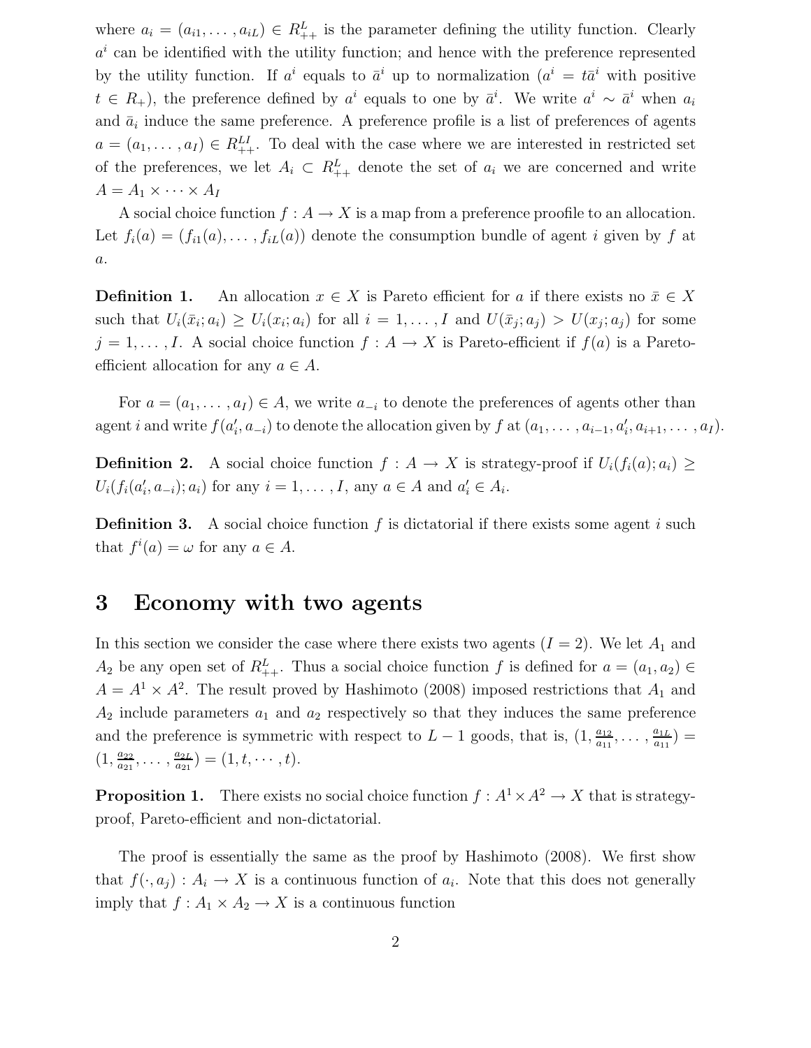where $a_i = (a_{i1}, \ldots, a_{iL}) \in R^L_{++}$ is the parameter defining the utility function. Clearly $a^i$ can be identified with the utility function; and hence with the preference represented by the utility function. If $a^i$ equals to $\bar{a}^i$ up to normalization ($a^i = t\bar{a}^i$ with positive $t \in R_+$), the preference defined by $a^i$ equals to one by $\bar{a}^i$. We write $a^i \sim \bar{a}^i$ when $a_i$ and $\bar{a}_i$ induce the same preference. A preference profile is a list of preferences of agents $a = (a_1, \ldots, a_I) \in R^{LI}_{++}$. To deal with the case where we are interested in restricted set of the preferences, we let $A_i \subset R^L_{++}$ denote the set of $a_i$ we are concerned and write $A = A_1 \times \cdots \times A_I$

A social choice function $f : A \to X$ is a map from a preference proofile to an allocation. Let $f_i(a) = (f_{i1}(a), \ldots, f_{iL}(a))$ denote the consumption bundle of agent $i$ given by $f$ at $a$.

**Definition 1.** An allocation $x \in X$ is Pareto efficient for $a$ if there exists no $\bar{x} \in X$ such that $U_i(\bar{x}_i; a_i) \geq U_i(x_i; a_i)$ for all $i = 1, \ldots, I$ and $U(\bar{x}_j; a_j) > U(x_j; a_j)$ for some $j = 1, \ldots, I$. A social choice function $f : A \to X$ is Pareto-efficient if $f(a)$ is a Pareto-efficient allocation for any $a \in A$.

For $a = (a_1, \ldots, a_I) \in A$, we write $a_{-i}$ to denote the preferences of agents other than agent $i$ and write $f(a'_i, a_{-i})$ to denote the allocation given by $f$ at $(a_1, \ldots, a_{i-1}, a'_i, a_{i+1}, \ldots, a_I)$.

**Definition 2.** A social choice function $f : A \to X$ is strategy-proof if $U_i(f_i(a); a_i) \geq U_i(f_i(a'_i, a_{-i}); a_i)$ for any $i = 1, \ldots, I$, any $a \in A$ and $a'_i \in A_i$.

**Definition 3.** A social choice function $f$ is dictatorial if there exists some agent $i$ such that $f^i(a) = \omega$ for any $a \in A$.

# 3 Economy with two agents

In this section we consider the case where there exists two agents ($I = 2$). We let $A_1$ and $A_2$ be any open set of $R^L_{++}$. Thus a social choice function $f$ is defined for $a = (a_1, a_2) \in A = A^1 \times A^2$. The result proved by Hashimoto (2008) imposed restrictions that $A_1$ and $A_2$ include parameters $a_1$ and $a_2$ respectively so that they induces the same preference and the preference is symmetric with respect to $L - 1$ goods, that is, $(1, \frac{a_{12}}{a_{11}}, \ldots, \frac{a_{1L}}{a_{11}}) = (1, \frac{a_{22}}{a_{21}}, \ldots, \frac{a_{2L}}{a_{21}}) = (1, t, \cdots, t)$.

**Proposition 1.** There exists no social choice function $f : A^1 \times A^2 \to X$ that is strategy-proof, Pareto-efficient and non-dictatorial.

The proof is essentially the same as the proof by Hashimoto (2008). We first show that $f(\cdot, a_j) : A_i \to X$ is a continuous function of $a_i$. Note that this does not generally imply that $f : A_1 \times A_2 \to X$ is a continuous function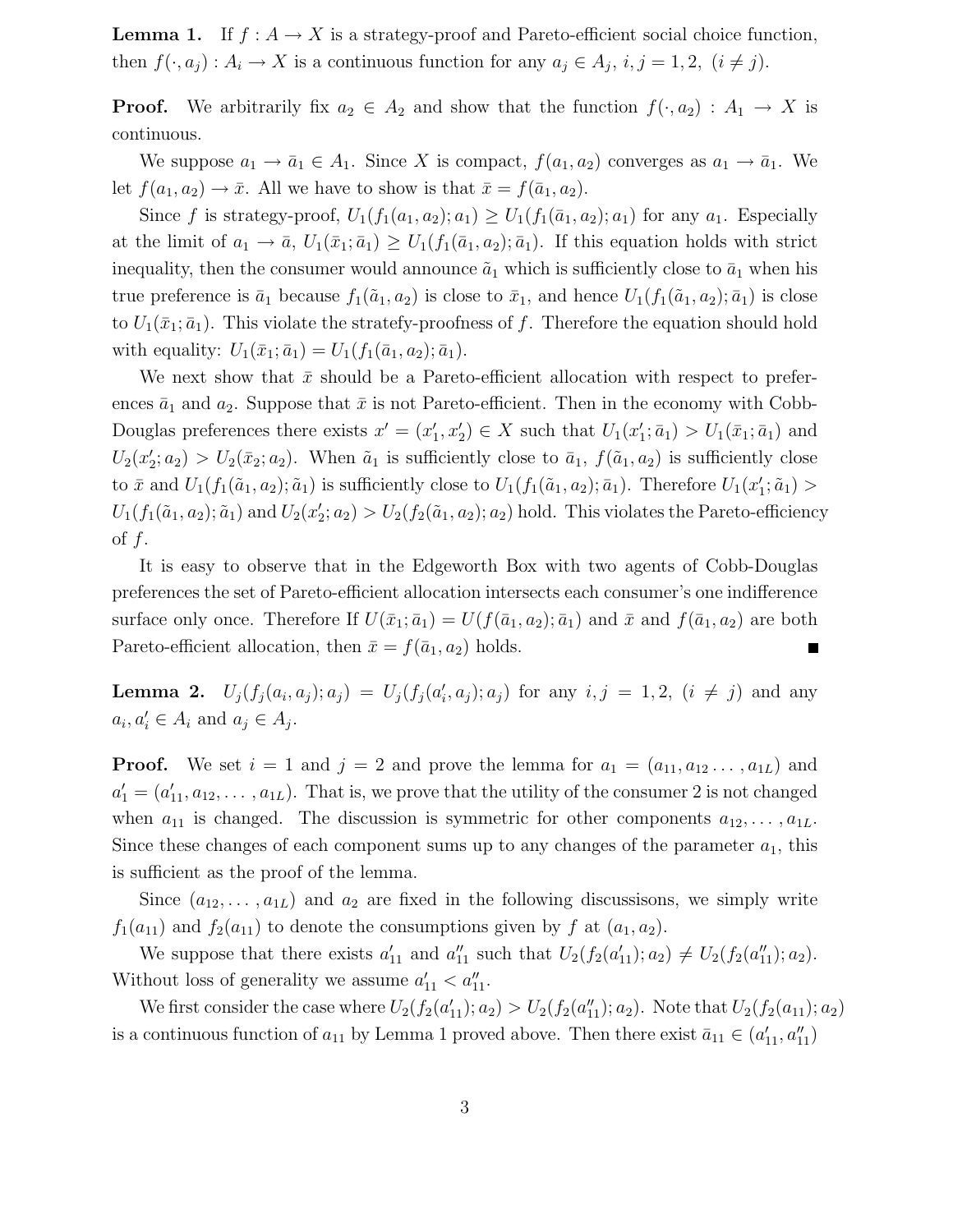**Lemma 1.** If $f : A \to X$ is a strategy-proof and Pareto-efficient social choice function, then $f(\cdot, a_j) : A_i \to X$ is a continuous function for any $a_j \in A_j$, $i, j = 1, 2$, $(i \neq j)$.

**Proof.** We arbitrarily fix $a_2 \in A_2$ and show that the function $f(\cdot, a_2) : A_1 \to X$ is continuous.

We suppose $a_1 \to \bar{a}_1 \in A_1$. Since $X$ is compact, $f(a_1, a_2)$ converges as $a_1 \to \bar{a}_1$. We let $f(a_1, a_2) \to \bar{x}$. All we have to show is that $\bar{x} = f(\bar{a}_1, a_2)$.

Since $f$ is strategy-proof, $U_1(f_1(a_1, a_2); a_1) \geq U_1(f_1(\bar{a}_1, a_2); a_1)$ for any $a_1$. Especially at the limit of $a_1 \to \bar{a}$, $U_1(\bar{x}_1; \bar{a}_1) \geq U_1(f_1(\bar{a}_1, a_2); \bar{a}_1)$. If this equation holds with strict inequality, then the consumer would announce $\tilde{a}_1$ which is sufficiently close to $\bar{a}_1$ when his true preference is $\bar{a}_1$ because $f_1(\tilde{a}_1, a_2)$ is close to $\bar{x}_1$, and hence $U_1(f_1(\tilde{a}_1, a_2); \bar{a}_1)$ is close to $U_1(\bar{x}_1; \bar{a}_1)$. This violate the stratefy-proofness of $f$. Therefore the equation should hold with equality: $U_1(\bar{x}_1; \bar{a}_1) = U_1(f_1(\bar{a}_1, a_2); \bar{a}_1)$.

We next show that $\bar{x}$ should be a Pareto-efficient allocation with respect to preferences $\bar{a}_1$ and $a_2$. Suppose that $\bar{x}$ is not Pareto-efficient. Then in the economy with Cobb-Douglas preferences there exists $x' = (x'_1, x'_2) \in X$ such that $U_1(x'_1; \bar{a}_1) > U_1(\bar{x}_1; \bar{a}_1)$ and $U_2(x'_2; a_2) > U_2(\bar{x}_2; a_2)$. When $\tilde{a}_1$ is sufficiently close to $\bar{a}_1$, $f(\tilde{a}_1, a_2)$ is sufficiently close to $\bar{x}$ and $U_1(f_1(\tilde{a}_1, a_2); \tilde{a}_1)$ is sufficiently close to $U_1(f_1(\tilde{a}_1, a_2); \bar{a}_1)$. Therefore $U_1(x'_1; \tilde{a}_1) > U_1(f_1(\tilde{a}_1, a_2); \tilde{a}_1)$ and $U_2(x'_2; a_2) > U_2(f_2(\tilde{a}_1, a_2); a_2)$ hold. This violates the Pareto-efficiency of $f$.

It is easy to observe that in the Edgeworth Box with two agents of Cobb-Douglas preferences the set of Pareto-efficient allocation intersects each consumer's one indifference surface only once. Therefore If $U(\bar{x}_1; \bar{a}_1) = U(f(\bar{a}_1, a_2); \bar{a}_1)$ and $\bar{x}$ and $f(\bar{a}_1, a_2)$ are both Pareto-efficient allocation, then $\bar{x} = f(\bar{a}_1, a_2)$ holds. ∎

**Lemma 2.** $U_j(f_j(a_i, a_j); a_j) = U_j(f_j(a'_i, a_j); a_j)$ for any $i, j = 1, 2$, $(i \neq j)$ and any $a_i, a'_i \in A_i$ and $a_j \in A_j$.

**Proof.** We set $i = 1$ and $j = 2$ and prove the lemma for $a_1 = (a_{11}, a_{12} \ldots, a_{1L})$ and $a'_1 = (a'_{11}, a_{12}, \ldots, a_{1L})$. That is, we prove that the utility of the consumer 2 is not changed when $a_{11}$ is changed. The discussion is symmetric for other components $a_{12}, \ldots, a_{1L}$. Since these changes of each component sums up to any changes of the parameter $a_1$, this is sufficient as the proof of the lemma.

Since $(a_{12}, \ldots, a_{1L})$ and $a_2$ are fixed in the following discussisons, we simply write $f_1(a_{11})$ and $f_2(a_{11})$ to denote the consumptions given by $f$ at $(a_1, a_2)$.

We suppose that there exists $a'_{11}$ and $a''_{11}$ such that $U_2(f_2(a'_{11}); a_2) \neq U_2(f_2(a''_{11}); a_2)$. Without loss of generality we assume $a'_{11} < a''_{11}$.

We first consider the case where $U_2(f_2(a'_{11}); a_2) > U_2(f_2(a''_{11}); a_2)$. Note that $U_2(f_2(a_{11}); a_2)$ is a continuous function of $a_{11}$ by Lemma 1 proved above. Then there exist $\bar{a}_{11} \in (a'_{11}, a''_{11})$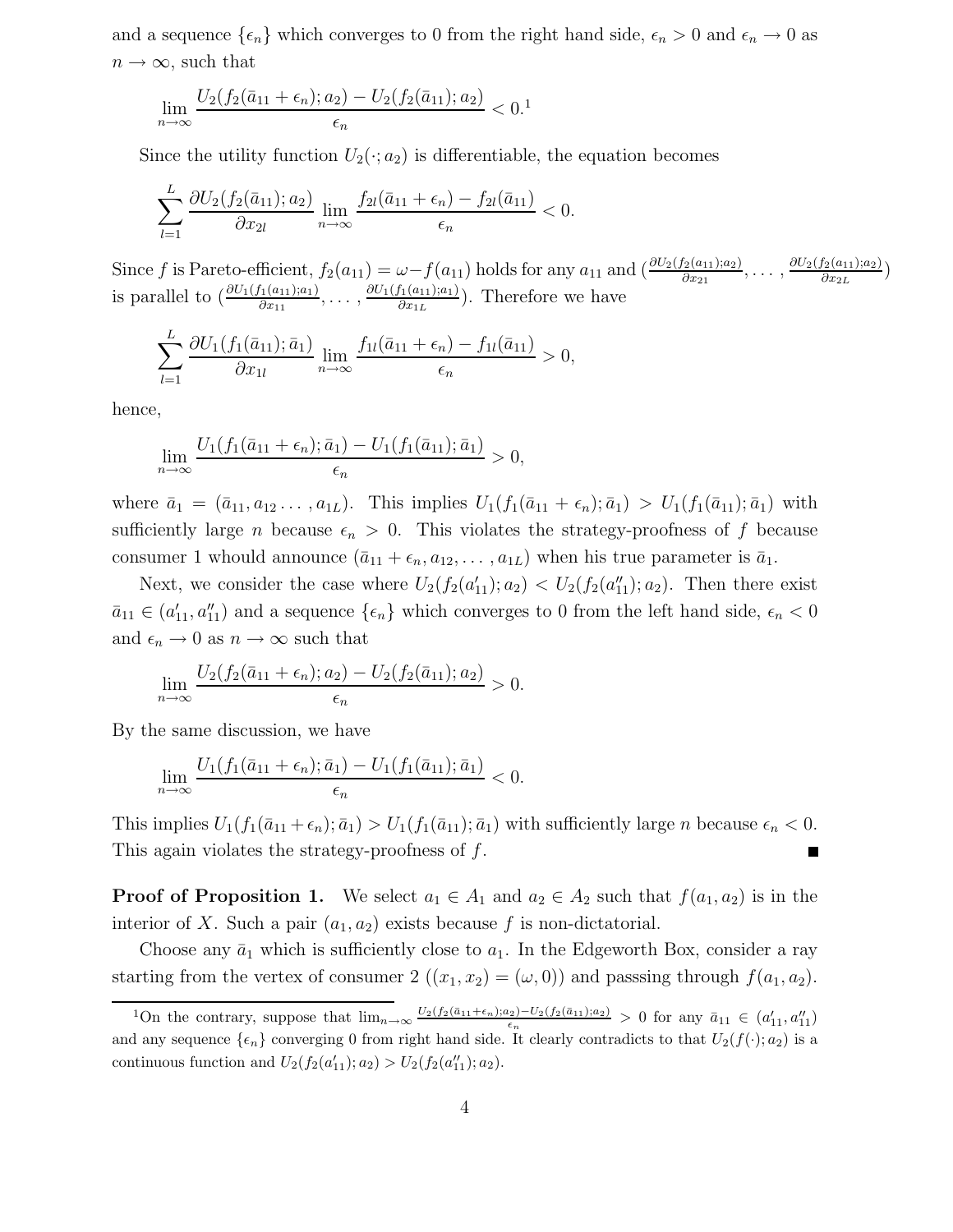and a sequence $\{\epsilon_n\}$ which converges to 0 from the right hand side, $\epsilon_n > 0$ and $\epsilon_n \to 0$ as $n \to \infty$, such that

$$\lim_{n\to\infty} \frac{U_2(f_2(\bar{a}_{11}+\epsilon_n);a_2) - U_2(f_2(\bar{a}_{11});a_2)}{\epsilon_n} < 0.$$[1]

Since the utility function $U_2(\cdot;a_2)$ is differentiable, the equation becomes

$$\sum_{l=1}^{L} \frac{\partial U_2(f_2(\bar{a}_{11});a_2)}{\partial x_{2l}} \lim_{n\to\infty} \frac{f_{2l}(\bar{a}_{11}+\epsilon_n) - f_{2l}(\bar{a}_{11})}{\epsilon_n} < 0.$$

Since $f$ is Pareto-efficient, $f_2(a_{11}) = \omega - f(a_{11})$ holds for any $a_{11}$ and $(\frac{\partial U_2(f_2(a_{11});a_2)}{\partial x_{21}}, \dots, \frac{\partial U_2(f_2(a_{11});a_2)}{\partial x_{2L}})$ is parallel to $(\frac{\partial U_1(f_1(a_{11});a_1)}{\partial x_{11}}, \dots, \frac{\partial U_1(f_1(a_{11});a_1)}{\partial x_{1L}})$. Therefore we have

$$\sum_{l=1}^{L} \frac{\partial U_1(f_1(\bar{a}_{11});\bar{a}_1)}{\partial x_{1l}} \lim_{n\to\infty} \frac{f_{1l}(\bar{a}_{11}+\epsilon_n) - f_{1l}(\bar{a}_{11})}{\epsilon_n} > 0,$$

hence,

$$\lim_{n\to\infty} \frac{U_1(f_1(\bar{a}_{11}+\epsilon_n);\bar{a}_1) - U_1(f_1(\bar{a}_{11});\bar{a}_1)}{\epsilon_n} > 0,$$

where $\bar{a}_1 = (\bar{a}_{11}, a_{12} \dots, a_{1L})$. This implies $U_1(f_1(\bar{a}_{11}+\epsilon_n);\bar{a}_1) > U_1(f_1(\bar{a}_{11});\bar{a}_1)$ with sufficiently large $n$ because $\epsilon_n > 0$. This violates the strategy-proofness of $f$ because consumer 1 whould announce $(\bar{a}_{11}+\epsilon_n, a_{12}, \dots, a_{1L})$ when his true parameter is $\bar{a}_1$.

Next, we consider the case where $U_2(f_2(a'_{11});a_2) < U_2(f_2(a''_{11});a_2)$. Then there exist $\bar{a}_{11} \in (a'_{11}, a''_{11})$ and a sequence $\{\epsilon_n\}$ which converges to 0 from the left hand side, $\epsilon_n < 0$ and $\epsilon_n \to 0$ as $n \to \infty$ such that

$$\lim_{n\to\infty} \frac{U_2(f_2(\bar{a}_{11}+\epsilon_n);a_2) - U_2(f_2(\bar{a}_{11});a_2)}{\epsilon_n} > 0.$$

By the same discussion, we have

$$\lim_{n\to\infty} \frac{U_1(f_1(\bar{a}_{11}+\epsilon_n);\bar{a}_1) - U_1(f_1(\bar{a}_{11});\bar{a}_1)}{\epsilon_n} < 0.$$

This implies $U_1(f_1(\bar{a}_{11}+\epsilon_n);\bar{a}_1) > U_1(f_1(\bar{a}_{11});\bar{a}_1)$ with sufficiently large $n$ because $\epsilon_n < 0$. This again violates the strategy-proofness of $f$. ■

**Proof of Proposition 1.** We select $a_1 \in A_1$ and $a_2 \in A_2$ such that $f(a_1, a_2)$ is in the interior of $X$. Such a pair $(a_1, a_2)$ exists because $f$ is non-dictatorial.

Choose any $\bar{a}_1$ which is sufficiently close to $a_1$. In the Edgeworth Box, consider a ray starting from the vertex of consumer 2 ($(x_1, x_2) = (\omega, 0)$) and passsing through $f(a_1, a_2)$.

[1] On the contrary, suppose that $\lim_{n\to\infty} \frac{U_2(f_2(\bar{a}_{11}+\epsilon_n);a_2) - U_2(f_2(\bar{a}_{11});a_2)}{\epsilon_n} > 0$ for any $\bar{a}_{11} \in (a'_{11}, a''_{11})$ and any sequence $\{\epsilon_n\}$ converging 0 from right hand side. It clearly contradicts to that $U_2(f(\cdot);a_2)$ is a continuous function and $U_2(f_2(a'_{11});a_2) > U_2(f_2(a''_{11});a_2)$.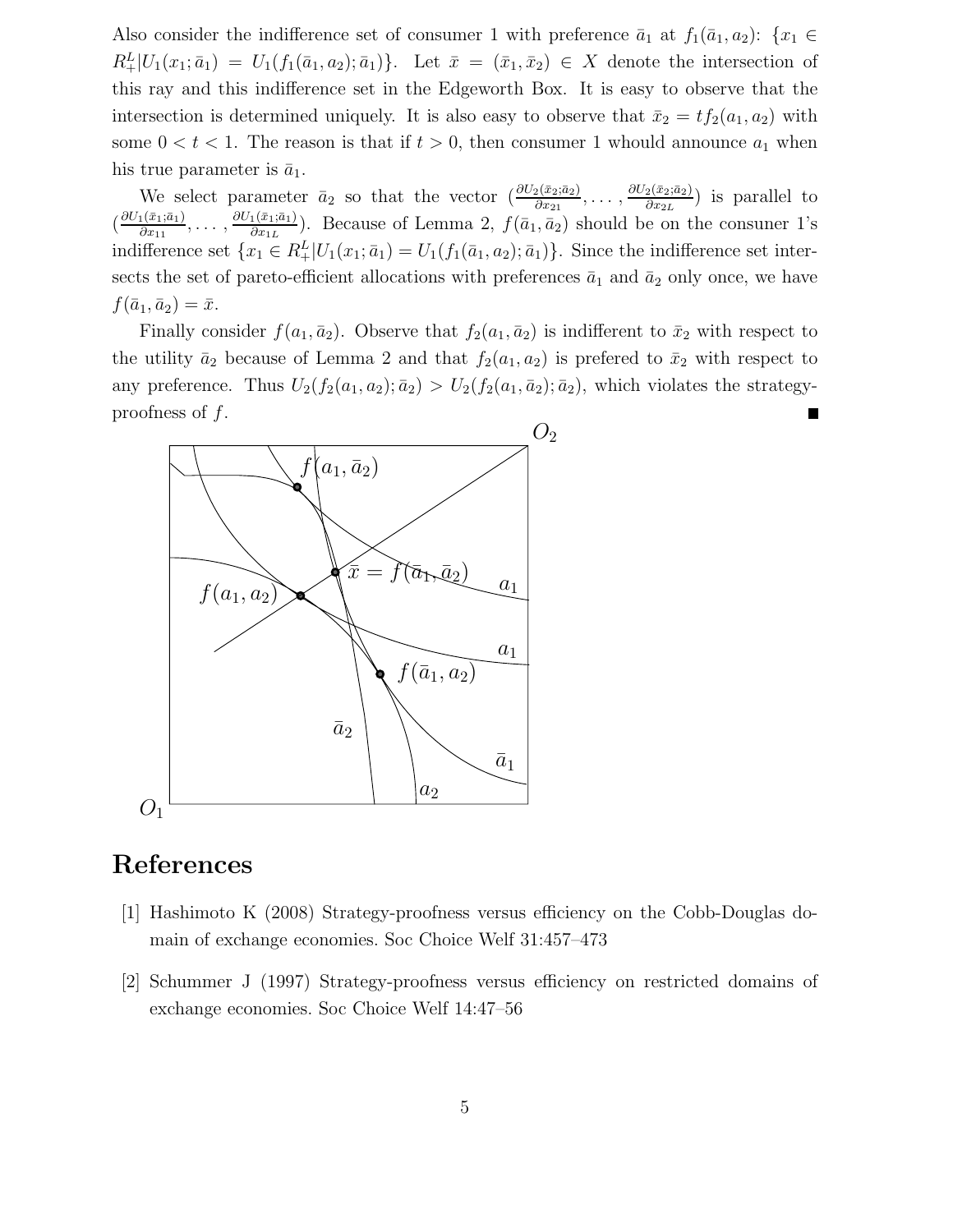Also consider the indifference set of consumer 1 with preference $\bar{a}_1$ at $f_1(\bar{a}_1, a_2)$: $\{x_1 \in R_+^L | U_1(x_1; \bar{a}_1) = U_1(f_1(\bar{a}_1, a_2); \bar{a}_1)\}$. Let $\bar{x} = (\bar{x}_1, \bar{x}_2) \in X$ denote the intersection of this ray and this indifference set in the Edgeworth Box. It is easy to observe that the intersection is determined uniquely. It is also easy to observe that $\bar{x}_2 = tf_2(a_1, a_2)$ with some $0 < t < 1$. The reason is that if $t > 0$, then consumer 1 whould announce $a_1$ when his true parameter is $\bar{a}_1$.

We select parameter $\bar{a}_2$ so that the vector $(\frac{\partial U_2(\bar{x}_2;\bar{a}_2)}{\partial x_{21}}, \ldots, \frac{\partial U_2(\bar{x}_2;\bar{a}_2)}{\partial x_{2L}})$ is parallel to $(\frac{\partial U_1(\bar{x}_1;\bar{a}_1)}{\partial x_{11}}, \ldots, \frac{\partial U_1(\bar{x}_1;\bar{a}_1)}{\partial x_{1L}})$. Because of Lemma 2, $f(\bar{a}_1, \bar{a}_2)$ should be on the consumer 1's indifference set $\{x_1 \in R_+^L | U_1(x_1; \bar{a}_1) = U_1(f_1(\bar{a}_1, a_2); \bar{a}_1)\}$. Since the indifference set intersects the set of pareto-efficient allocations with preferences $\bar{a}_1$ and $\bar{a}_2$ only once, we have $f(\bar{a}_1, \bar{a}_2) = \bar{x}$.

Finally consider $f(a_1, \bar{a}_2)$. Observe that $f_2(a_1, \bar{a}_2)$ is indifferent to $\bar{x}_2$ with respect to the utility $\bar{a}_2$ because of Lemma 2 and that $f_2(a_1, a_2)$ is prefered to $\bar{x}_2$ with respect to any preference. Thus $U_2(f_2(a_1, a_2); \bar{a}_2) > U_2(f_2(a_1, \bar{a}_2); \bar{a}_2)$, which violates the strategy-proofness of $f$. ■

# References

[1] Hashimoto K (2008) Strategy-proofness versus efficiency on the Cobb-Douglas domain of exchange economies. Soc Choice Welf 31:457–473

[2] Schummer J (1997) Strategy-proofness versus efficiency on restricted domains of exchange economies. Soc Choice Welf 14:47–56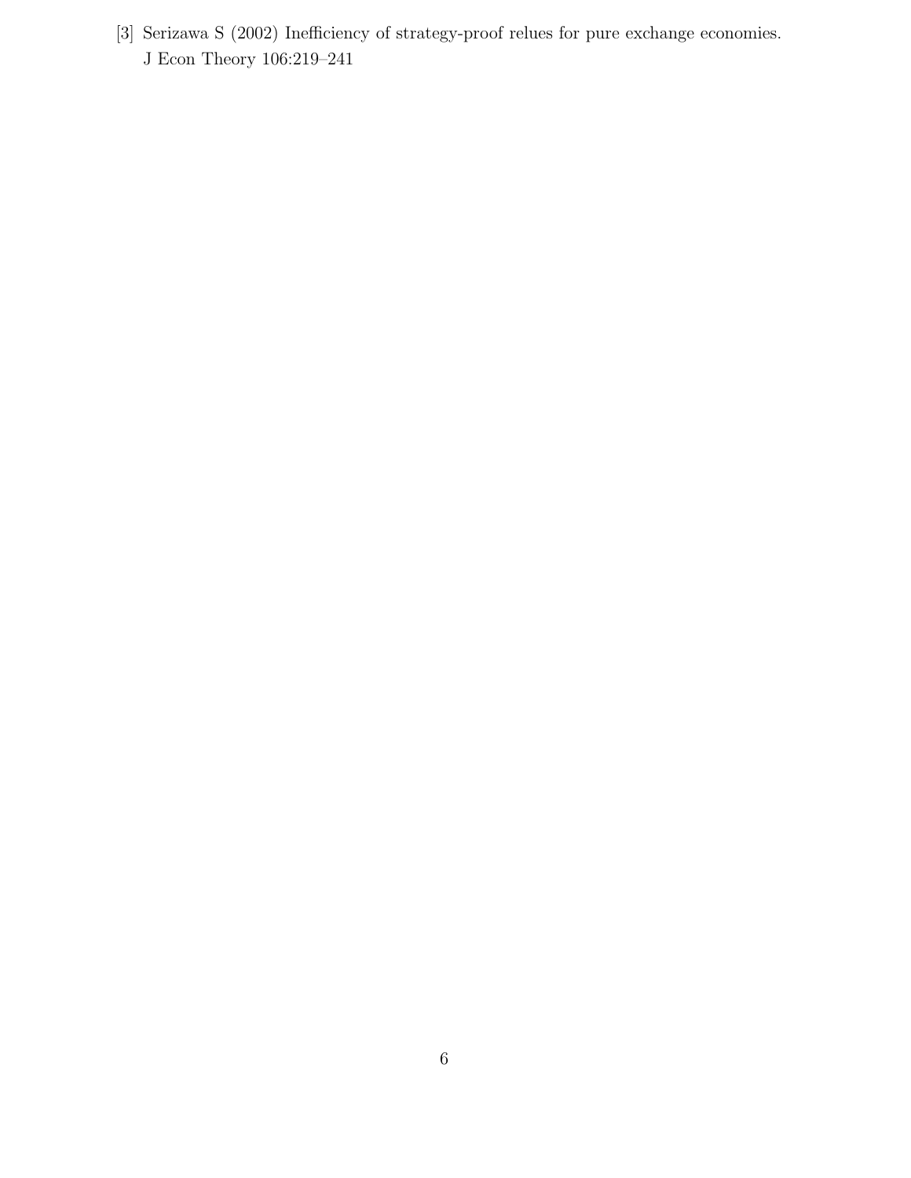[3] Serizawa S (2002) Inefficiency of strategy-proof relues for pure exchange economies. J Econ Theory 106:219–241